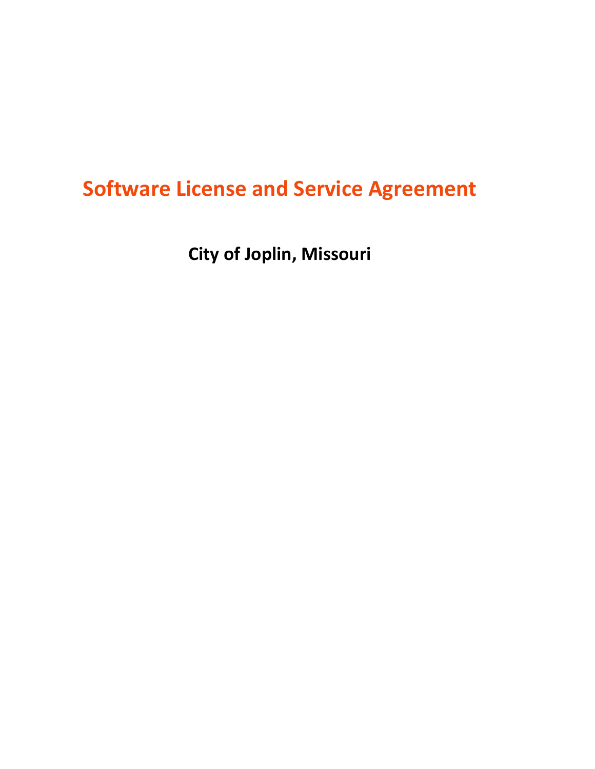# Software License and Service Agreement

## City of Joplin, Missouri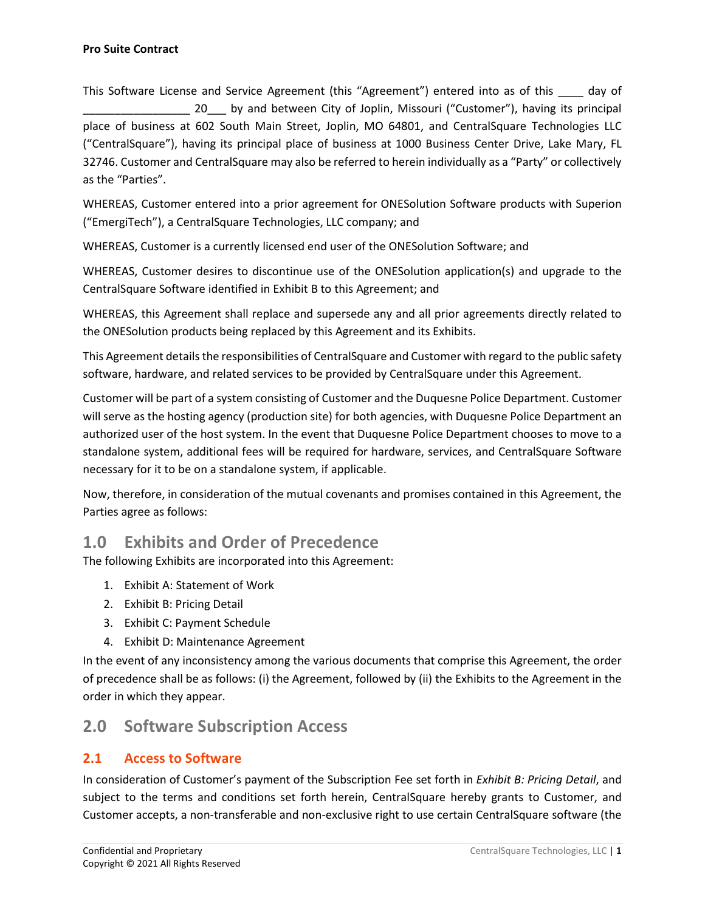**Pro Suite Contract**

This Software License and Service Agreement (this "Agreement") entered into as of this ____ day of _________________ 20___ by and between City of Joplin, Missouri ("Customer"), having its principal place of business at 602 South Main Street, Joplin, MO 64801, and CentralSquare Technologies LLC ("CentralSquare"), having its principal place of business at 1000 Business Center Drive, Lake Mary, FL 32746. Customer and CentralSquare may also be referred to herein individually as a "Party" or collectively as the "Parties".

WHEREAS, Customer entered into a prior agreement for ONESolution Software products with Superion ("EmergiTech"), a CentralSquare Technologies, LLC company; and

WHEREAS, Customer is a currently licensed end user of the ONESolution Software; and

WHEREAS, Customer desires to discontinue use of the ONESolution application(s) and upgrade to the CentralSquare Software identified in Exhibit B to this Agreement; and

WHEREAS, this Agreement shall replace and supersede any and all prior agreements directly related to the ONESolution products being replaced by this Agreement and its Exhibits.

This Agreement details the responsibilities of CentralSquare and Customer with regard to the public safety software, hardware, and related services to be provided by CentralSquare under this Agreement.

Customer will be part of a system consisting of Customer and the Duquesne Police Department. Customer will serve as the hosting agency (production site) for both agencies, with Duquesne Police Department an authorized user of the host system. In the event that Duquesne Police Department chooses to move to a standalone system, additional fees will be required for hardware, services, and CentralSquare Software necessary for it to be on a standalone system, if applicable.

Now, therefore, in consideration of the mutual covenants and promises contained in this Agreement, the Parties agree as follows:

## 1.0 Exhibits and Order of Precedence

The following Exhibits are incorporated into this Agreement:

1. Exhibit A: Statement of Work
2. Exhibit B: Pricing Detail
3. Exhibit C: Payment Schedule
4. Exhibit D: Maintenance Agreement

In the event of any inconsistency among the various documents that comprise this Agreement, the order of precedence shall be as follows: (i) the Agreement, followed by (ii) the Exhibits to the Agreement in the order in which they appear.

## 2.0 Software Subscription Access

### 2.1 Access to Software

In consideration of Customer's payment of the Subscription Fee set forth in *Exhibit B: Pricing Detail*, and subject to the terms and conditions set forth herein, CentralSquare hereby grants to Customer, and Customer accepts, a non-transferable and non-exclusive right to use certain CentralSquare software (the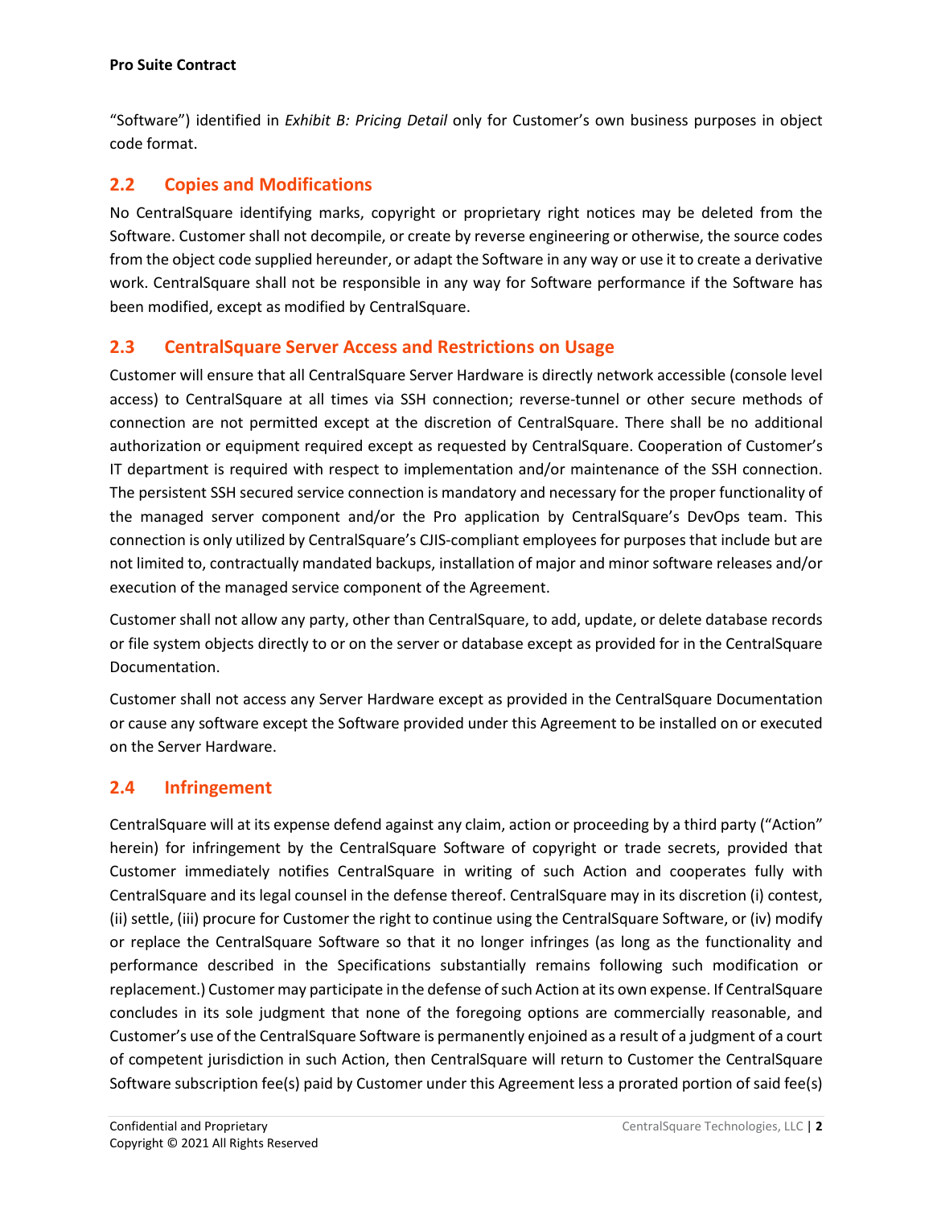"Software") identified in *Exhibit B: Pricing Detail* only for Customer's own business purposes in object code format.

## 2.2 Copies and Modifications

No CentralSquare identifying marks, copyright or proprietary right notices may be deleted from the Software. Customer shall not decompile, or create by reverse engineering or otherwise, the source codes from the object code supplied hereunder, or adapt the Software in any way or use it to create a derivative work. CentralSquare shall not be responsible in any way for Software performance if the Software has been modified, except as modified by CentralSquare.

## 2.3 CentralSquare Server Access and Restrictions on Usage

Customer will ensure that all CentralSquare Server Hardware is directly network accessible (console level access) to CentralSquare at all times via SSH connection; reverse-tunnel or other secure methods of connection are not permitted except at the discretion of CentralSquare. There shall be no additional authorization or equipment required except as requested by CentralSquare. Cooperation of Customer's IT department is required with respect to implementation and/or maintenance of the SSH connection. The persistent SSH secured service connection is mandatory and necessary for the proper functionality of the managed server component and/or the Pro application by CentralSquare's DevOps team. This connection is only utilized by CentralSquare's CJIS-compliant employees for purposes that include but are not limited to, contractually mandated backups, installation of major and minor software releases and/or execution of the managed service component of the Agreement.

Customer shall not allow any party, other than CentralSquare, to add, update, or delete database records or file system objects directly to or on the server or database except as provided for in the CentralSquare Documentation.

Customer shall not access any Server Hardware except as provided in the CentralSquare Documentation or cause any software except the Software provided under this Agreement to be installed on or executed on the Server Hardware.

## 2.4 Infringement

CentralSquare will at its expense defend against any claim, action or proceeding by a third party ("Action" herein) for infringement by the CentralSquare Software of copyright or trade secrets, provided that Customer immediately notifies CentralSquare in writing of such Action and cooperates fully with CentralSquare and its legal counsel in the defense thereof. CentralSquare may in its discretion (i) contest, (ii) settle, (iii) procure for Customer the right to continue using the CentralSquare Software, or (iv) modify or replace the CentralSquare Software so that it no longer infringes (as long as the functionality and performance described in the Specifications substantially remains following such modification or replacement.) Customer may participate in the defense of such Action at its own expense. If CentralSquare concludes in its sole judgment that none of the foregoing options are commercially reasonable, and Customer's use of the CentralSquare Software is permanently enjoined as a result of a judgment of a court of competent jurisdiction in such Action, then CentralSquare will return to Customer the CentralSquare Software subscription fee(s) paid by Customer under this Agreement less a prorated portion of said fee(s)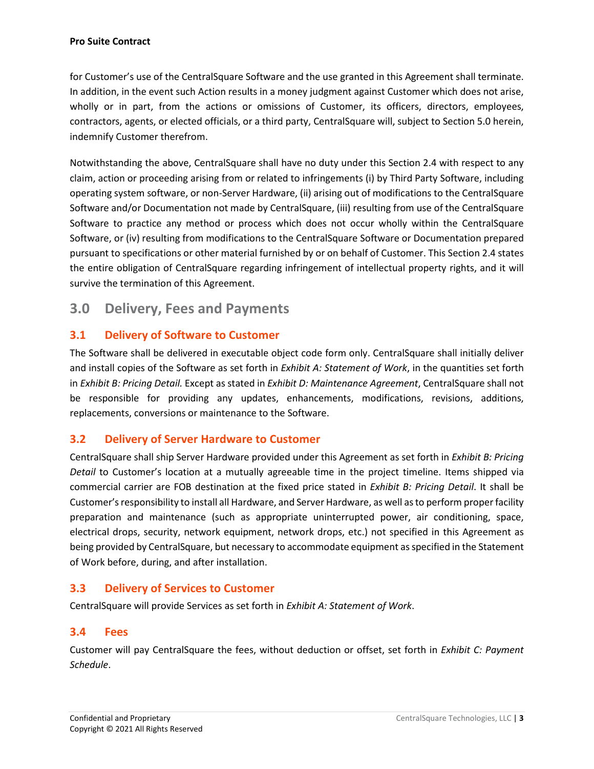for Customer's use of the CentralSquare Software and the use granted in this Agreement shall terminate. In addition, in the event such Action results in a money judgment against Customer which does not arise, wholly or in part, from the actions or omissions of Customer, its officers, directors, employees, contractors, agents, or elected officials, or a third party, CentralSquare will, subject to Section 5.0 herein, indemnify Customer therefrom.

Notwithstanding the above, CentralSquare shall have no duty under this Section 2.4 with respect to any claim, action or proceeding arising from or related to infringements (i) by Third Party Software, including operating system software, or non-Server Hardware, (ii) arising out of modifications to the CentralSquare Software and/or Documentation not made by CentralSquare, (iii) resulting from use of the CentralSquare Software to practice any method or process which does not occur wholly within the CentralSquare Software, or (iv) resulting from modifications to the CentralSquare Software or Documentation prepared pursuant to specifications or other material furnished by or on behalf of Customer. This Section 2.4 states the entire obligation of CentralSquare regarding infringement of intellectual property rights, and it will survive the termination of this Agreement.

## 3.0 Delivery, Fees and Payments

### 3.1 Delivery of Software to Customer

The Software shall be delivered in executable object code form only. CentralSquare shall initially deliver and install copies of the Software as set forth in *Exhibit A: Statement of Work*, in the quantities set forth in *Exhibit B: Pricing Detail.* Except as stated in *Exhibit D: Maintenance Agreement*, CentralSquare shall not be responsible for providing any updates, enhancements, modifications, revisions, additions, replacements, conversions or maintenance to the Software.

### 3.2 Delivery of Server Hardware to Customer

CentralSquare shall ship Server Hardware provided under this Agreement as set forth in *Exhibit B: Pricing Detail* to Customer's location at a mutually agreeable time in the project timeline. Items shipped via commercial carrier are FOB destination at the fixed price stated in *Exhibit B: Pricing Detail*. It shall be Customer's responsibility to install all Hardware, and Server Hardware, as well as to perform proper facility preparation and maintenance (such as appropriate uninterrupted power, air conditioning, space, electrical drops, security, network equipment, network drops, etc.) not specified in this Agreement as being provided by CentralSquare, but necessary to accommodate equipment as specified in the Statement of Work before, during, and after installation.

### 3.3 Delivery of Services to Customer

CentralSquare will provide Services as set forth in *Exhibit A: Statement of Work*.

### 3.4 Fees

Customer will pay CentralSquare the fees, without deduction or offset, set forth in *Exhibit C: Payment Schedule*.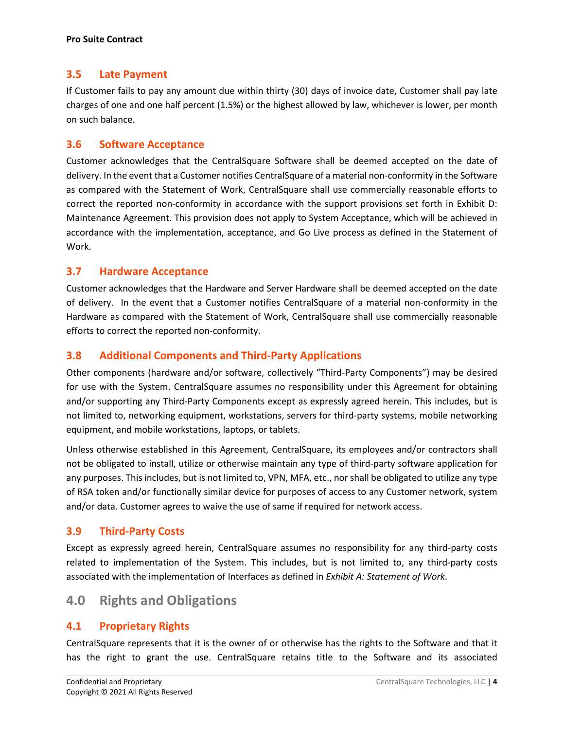### 3.5 Late Payment

If Customer fails to pay any amount due within thirty (30) days of invoice date, Customer shall pay late charges of one and one half percent (1.5%) or the highest allowed by law, whichever is lower, per month on such balance.

### 3.6 Software Acceptance

Customer acknowledges that the CentralSquare Software shall be deemed accepted on the date of delivery. In the event that a Customer notifies CentralSquare of a material non-conformity in the Software as compared with the Statement of Work, CentralSquare shall use commercially reasonable efforts to correct the reported non-conformity in accordance with the support provisions set forth in Exhibit D: Maintenance Agreement. This provision does not apply to System Acceptance, which will be achieved in accordance with the implementation, acceptance, and Go Live process as defined in the Statement of Work.

### 3.7 Hardware Acceptance

Customer acknowledges that the Hardware and Server Hardware shall be deemed accepted on the date of delivery. In the event that a Customer notifies CentralSquare of a material non-conformity in the Hardware as compared with the Statement of Work, CentralSquare shall use commercially reasonable efforts to correct the reported non-conformity.

### 3.8 Additional Components and Third-Party Applications

Other components (hardware and/or software, collectively "Third-Party Components") may be desired for use with the System. CentralSquare assumes no responsibility under this Agreement for obtaining and/or supporting any Third-Party Components except as expressly agreed herein. This includes, but is not limited to, networking equipment, workstations, servers for third-party systems, mobile networking equipment, and mobile workstations, laptops, or tablets.

Unless otherwise established in this Agreement, CentralSquare, its employees and/or contractors shall not be obligated to install, utilize or otherwise maintain any type of third-party software application for any purposes. This includes, but is not limited to, VPN, MFA, etc., nor shall be obligated to utilize any type of RSA token and/or functionally similar device for purposes of access to any Customer network, system and/or data. Customer agrees to waive the use of same if required for network access.

### 3.9 Third-Party Costs

Except as expressly agreed herein, CentralSquare assumes no responsibility for any third-party costs related to implementation of the System. This includes, but is not limited to, any third-party costs associated with the implementation of Interfaces as defined in *Exhibit A: Statement of Work*.

## 4.0 Rights and Obligations

### 4.1 Proprietary Rights

CentralSquare represents that it is the owner of or otherwise has the rights to the Software and that it has the right to grant the use. CentralSquare retains title to the Software and its associated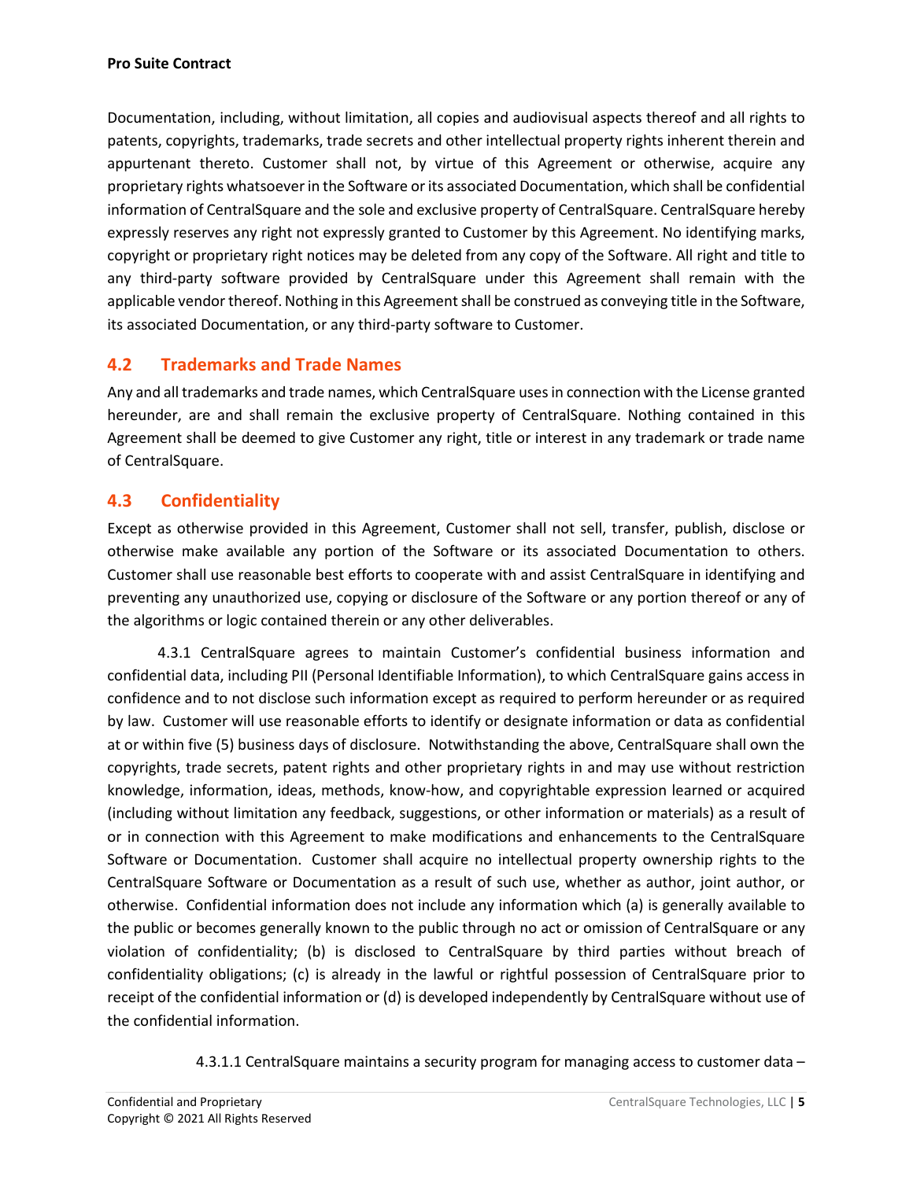Documentation, including, without limitation, all copies and audiovisual aspects thereof and all rights to patents, copyrights, trademarks, trade secrets and other intellectual property rights inherent therein and appurtenant thereto. Customer shall not, by virtue of this Agreement or otherwise, acquire any proprietary rights whatsoever in the Software or its associated Documentation, which shall be confidential information of CentralSquare and the sole and exclusive property of CentralSquare. CentralSquare hereby expressly reserves any right not expressly granted to Customer by this Agreement. No identifying marks, copyright or proprietary right notices may be deleted from any copy of the Software. All right and title to any third-party software provided by CentralSquare under this Agreement shall remain with the applicable vendor thereof. Nothing in this Agreement shall be construed as conveying title in the Software, its associated Documentation, or any third-party software to Customer.

## 4.2 Trademarks and Trade Names

Any and all trademarks and trade names, which CentralSquare uses in connection with the License granted hereunder, are and shall remain the exclusive property of CentralSquare. Nothing contained in this Agreement shall be deemed to give Customer any right, title or interest in any trademark or trade name of CentralSquare.

## 4.3 Confidentiality

Except as otherwise provided in this Agreement, Customer shall not sell, transfer, publish, disclose or otherwise make available any portion of the Software or its associated Documentation to others. Customer shall use reasonable best efforts to cooperate with and assist CentralSquare in identifying and preventing any unauthorized use, copying or disclosure of the Software or any portion thereof or any of the algorithms or logic contained therein or any other deliverables.

4.3.1 CentralSquare agrees to maintain Customer's confidential business information and confidential data, including PII (Personal Identifiable Information), to which CentralSquare gains access in confidence and to not disclose such information except as required to perform hereunder or as required by law. Customer will use reasonable efforts to identify or designate information or data as confidential at or within five (5) business days of disclosure. Notwithstanding the above, CentralSquare shall own the copyrights, trade secrets, patent rights and other proprietary rights in and may use without restriction knowledge, information, ideas, methods, know-how, and copyrightable expression learned or acquired (including without limitation any feedback, suggestions, or other information or materials) as a result of or in connection with this Agreement to make modifications and enhancements to the CentralSquare Software or Documentation. Customer shall acquire no intellectual property ownership rights to the CentralSquare Software or Documentation as a result of such use, whether as author, joint author, or otherwise. Confidential information does not include any information which (a) is generally available to the public or becomes generally known to the public through no act or omission of CentralSquare or any violation of confidentiality; (b) is disclosed to CentralSquare by third parties without breach of confidentiality obligations; (c) is already in the lawful or rightful possession of CentralSquare prior to receipt of the confidential information or (d) is developed independently by CentralSquare without use of the confidential information.

4.3.1.1 CentralSquare maintains a security program for managing access to customer data –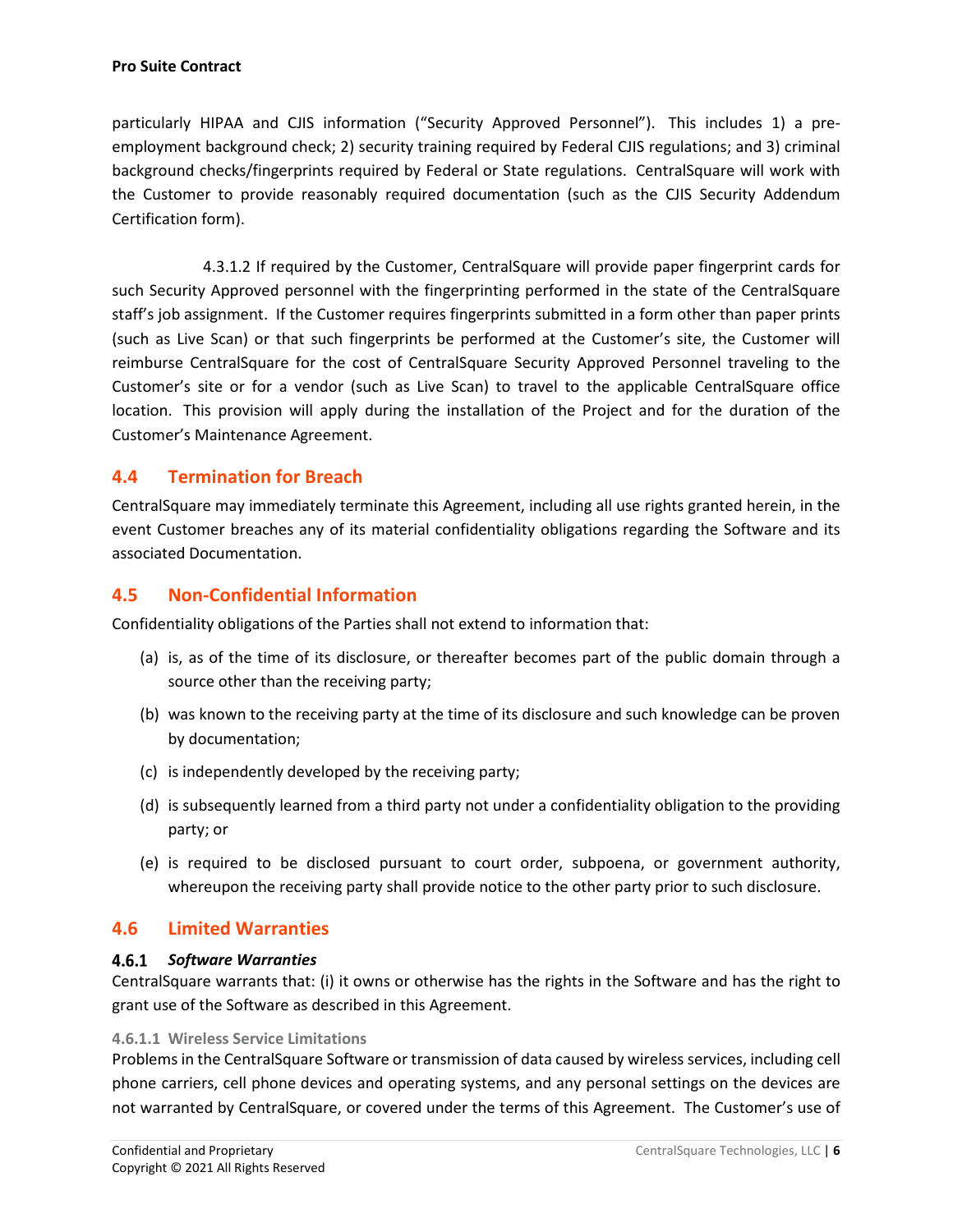particularly HIPAA and CJIS information ("Security Approved Personnel"). This includes 1) a pre-employment background check; 2) security training required by Federal CJIS regulations; and 3) criminal background checks/fingerprints required by Federal or State regulations. CentralSquare will work with the Customer to provide reasonably required documentation (such as the CJIS Security Addendum Certification form).

4.3.1.2 If required by the Customer, CentralSquare will provide paper fingerprint cards for such Security Approved personnel with the fingerprinting performed in the state of the CentralSquare staff's job assignment. If the Customer requires fingerprints submitted in a form other than paper prints (such as Live Scan) or that such fingerprints be performed at the Customer's site, the Customer will reimburse CentralSquare for the cost of CentralSquare Security Approved Personnel traveling to the Customer's site or for a vendor (such as Live Scan) to travel to the applicable CentralSquare office location. This provision will apply during the installation of the Project and for the duration of the Customer's Maintenance Agreement.

## 4.4 Termination for Breach

CentralSquare may immediately terminate this Agreement, including all use rights granted herein, in the event Customer breaches any of its material confidentiality obligations regarding the Software and its associated Documentation.

## 4.5 Non-Confidential Information

Confidentiality obligations of the Parties shall not extend to information that:

(a) is, as of the time of its disclosure, or thereafter becomes part of the public domain through a source other than the receiving party;

(b) was known to the receiving party at the time of its disclosure and such knowledge can be proven by documentation;

(c) is independently developed by the receiving party;

(d) is subsequently learned from a third party not under a confidentiality obligation to the providing party; or

(e) is required to be disclosed pursuant to court order, subpoena, or government authority, whereupon the receiving party shall provide notice to the other party prior to such disclosure.

## 4.6 Limited Warranties

### 4.6.1 *Software Warranties*

CentralSquare warrants that: (i) it owns or otherwise has the rights in the Software and has the right to grant use of the Software as described in this Agreement.

#### 4.6.1.1 Wireless Service Limitations

Problems in the CentralSquare Software or transmission of data caused by wireless services, including cell phone carriers, cell phone devices and operating systems, and any personal settings on the devices are not warranted by CentralSquare, or covered under the terms of this Agreement. The Customer's use of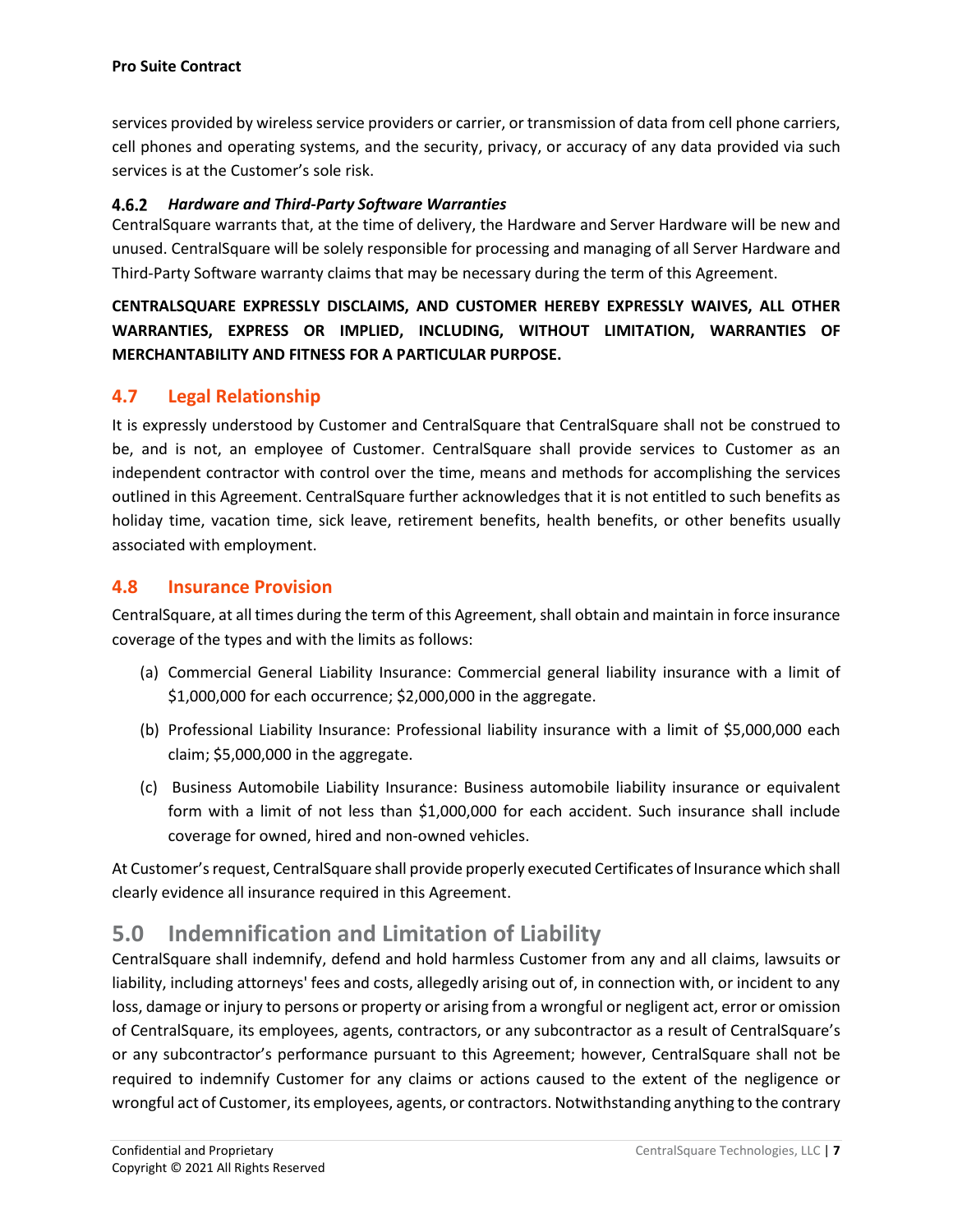services provided by wireless service providers or carrier, or transmission of data from cell phone carriers, cell phones and operating systems, and the security, privacy, or accuracy of any data provided via such services is at the Customer's sole risk.

#### 4.6.2 *Hardware and Third-Party Software Warranties*

CentralSquare warrants that, at the time of delivery, the Hardware and Server Hardware will be new and unused. CentralSquare will be solely responsible for processing and managing of all Server Hardware and Third-Party Software warranty claims that may be necessary during the term of this Agreement.

**CENTRALSQUARE EXPRESSLY DISCLAIMS, AND CUSTOMER HEREBY EXPRESSLY WAIVES, ALL OTHER WARRANTIES, EXPRESS OR IMPLIED, INCLUDING, WITHOUT LIMITATION, WARRANTIES OF MERCHANTABILITY AND FITNESS FOR A PARTICULAR PURPOSE.**

### 4.7 Legal Relationship

It is expressly understood by Customer and CentralSquare that CentralSquare shall not be construed to be, and is not, an employee of Customer. CentralSquare shall provide services to Customer as an independent contractor with control over the time, means and methods for accomplishing the services outlined in this Agreement. CentralSquare further acknowledges that it is not entitled to such benefits as holiday time, vacation time, sick leave, retirement benefits, health benefits, or other benefits usually associated with employment.

### 4.8 Insurance Provision

CentralSquare, at all times during the term of this Agreement, shall obtain and maintain in force insurance coverage of the types and with the limits as follows:

(a) Commercial General Liability Insurance: Commercial general liability insurance with a limit of $1,000,000 for each occurrence; $2,000,000 in the aggregate.

(b) Professional Liability Insurance: Professional liability insurance with a limit of $5,000,000 each claim; $5,000,000 in the aggregate.

(c) Business Automobile Liability Insurance: Business automobile liability insurance or equivalent form with a limit of not less than $1,000,000 for each accident. Such insurance shall include coverage for owned, hired and non-owned vehicles.

At Customer's request, CentralSquare shall provide properly executed Certificates of Insurance which shall clearly evidence all insurance required in this Agreement.

## 5.0 Indemnification and Limitation of Liability

CentralSquare shall indemnify, defend and hold harmless Customer from any and all claims, lawsuits or liability, including attorneys' fees and costs, allegedly arising out of, in connection with, or incident to any loss, damage or injury to persons or property or arising from a wrongful or negligent act, error or omission of CentralSquare, its employees, agents, contractors, or any subcontractor as a result of CentralSquare's or any subcontractor's performance pursuant to this Agreement; however, CentralSquare shall not be required to indemnify Customer for any claims or actions caused to the extent of the negligence or wrongful act of Customer, its employees, agents, or contractors. Notwithstanding anything to the contrary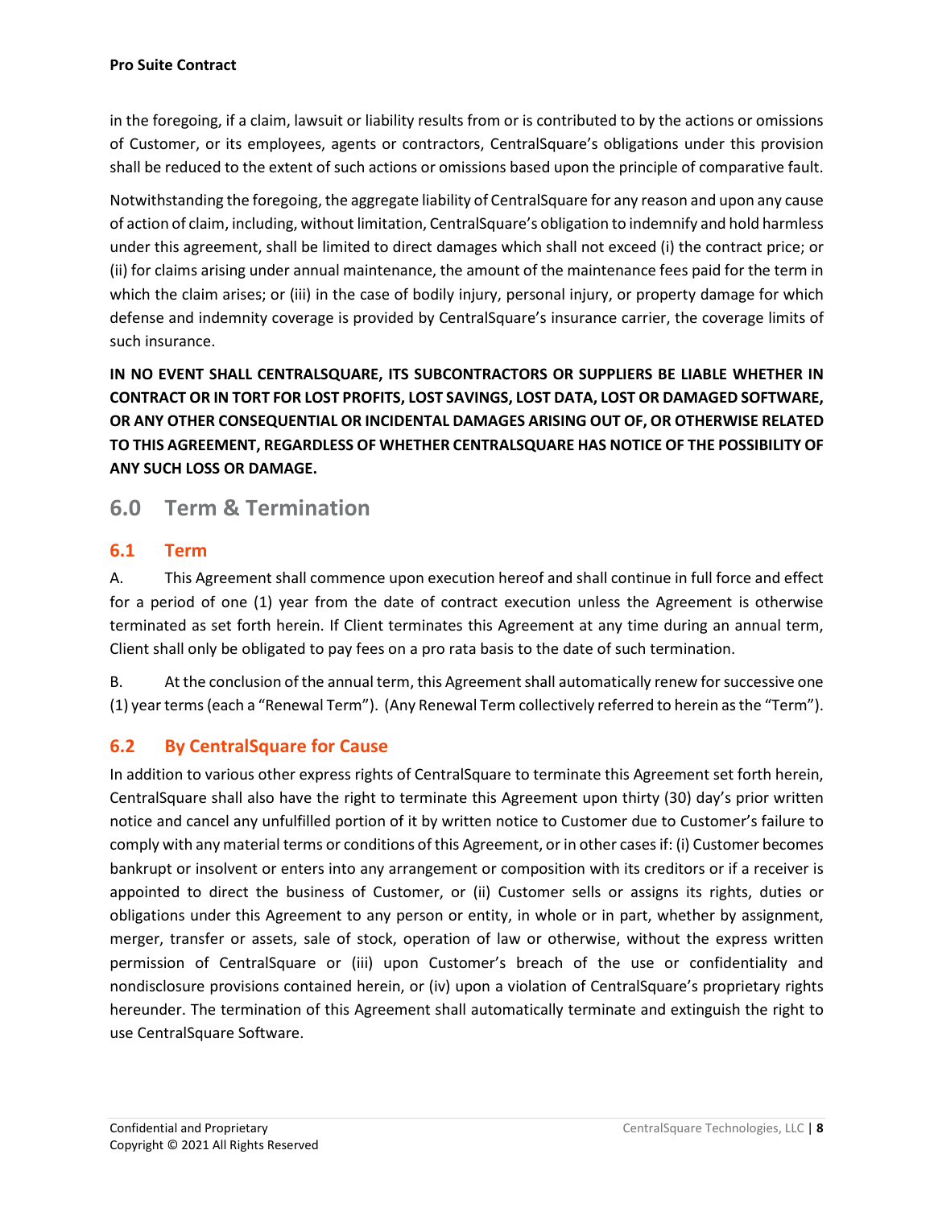in the foregoing, if a claim, lawsuit or liability results from or is contributed to by the actions or omissions of Customer, or its employees, agents or contractors, CentralSquare's obligations under this provision shall be reduced to the extent of such actions or omissions based upon the principle of comparative fault.

Notwithstanding the foregoing, the aggregate liability of CentralSquare for any reason and upon any cause of action of claim, including, without limitation, CentralSquare's obligation to indemnify and hold harmless under this agreement, shall be limited to direct damages which shall not exceed (i) the contract price; or (ii) for claims arising under annual maintenance, the amount of the maintenance fees paid for the term in which the claim arises; or (iii) in the case of bodily injury, personal injury, or property damage for which defense and indemnity coverage is provided by CentralSquare's insurance carrier, the coverage limits of such insurance.

**IN NO EVENT SHALL CENTRALSQUARE, ITS SUBCONTRACTORS OR SUPPLIERS BE LIABLE WHETHER IN CONTRACT OR IN TORT FOR LOST PROFITS, LOST SAVINGS, LOST DATA, LOST OR DAMAGED SOFTWARE, OR ANY OTHER CONSEQUENTIAL OR INCIDENTAL DAMAGES ARISING OUT OF, OR OTHERWISE RELATED TO THIS AGREEMENT, REGARDLESS OF WHETHER CENTRALSQUARE HAS NOTICE OF THE POSSIBILITY OF ANY SUCH LOSS OR DAMAGE.**

## 6.0 Term & Termination

### 6.1 Term

A. This Agreement shall commence upon execution hereof and shall continue in full force and effect for a period of one (1) year from the date of contract execution unless the Agreement is otherwise terminated as set forth herein. If Client terminates this Agreement at any time during an annual term, Client shall only be obligated to pay fees on a pro rata basis to the date of such termination.

B. At the conclusion of the annual term, this Agreement shall automatically renew for successive one (1) year terms (each a "Renewal Term"). (Any Renewal Term collectively referred to herein as the "Term").

### 6.2 By CentralSquare for Cause

In addition to various other express rights of CentralSquare to terminate this Agreement set forth herein, CentralSquare shall also have the right to terminate this Agreement upon thirty (30) day's prior written notice and cancel any unfulfilled portion of it by written notice to Customer due to Customer's failure to comply with any material terms or conditions of this Agreement, or in other cases if: (i) Customer becomes bankrupt or insolvent or enters into any arrangement or composition with its creditors or if a receiver is appointed to direct the business of Customer, or (ii) Customer sells or assigns its rights, duties or obligations under this Agreement to any person or entity, in whole or in part, whether by assignment, merger, transfer or assets, sale of stock, operation of law or otherwise, without the express written permission of CentralSquare or (iii) upon Customer's breach of the use or confidentiality and nondisclosure provisions contained herein, or (iv) upon a violation of CentralSquare's proprietary rights hereunder. The termination of this Agreement shall automatically terminate and extinguish the right to use CentralSquare Software.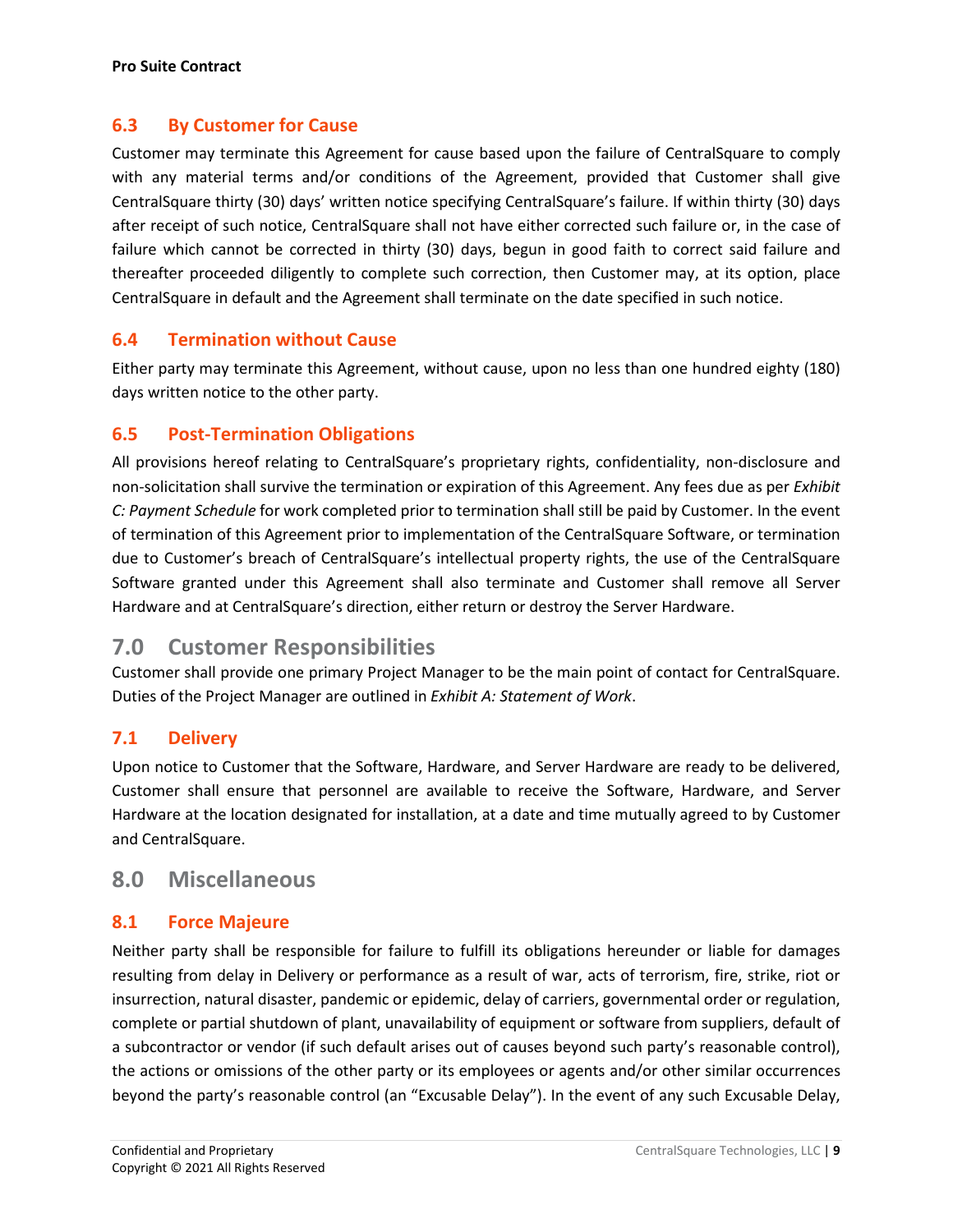### 6.3 By Customer for Cause

Customer may terminate this Agreement for cause based upon the failure of CentralSquare to comply with any material terms and/or conditions of the Agreement, provided that Customer shall give CentralSquare thirty (30) days' written notice specifying CentralSquare's failure. If within thirty (30) days after receipt of such notice, CentralSquare shall not have either corrected such failure or, in the case of failure which cannot be corrected in thirty (30) days, begun in good faith to correct said failure and thereafter proceeded diligently to complete such correction, then Customer may, at its option, place CentralSquare in default and the Agreement shall terminate on the date specified in such notice.

### 6.4 Termination without Cause

Either party may terminate this Agreement, without cause, upon no less than one hundred eighty (180) days written notice to the other party.

### 6.5 Post-Termination Obligations

All provisions hereof relating to CentralSquare's proprietary rights, confidentiality, non-disclosure and non-solicitation shall survive the termination or expiration of this Agreement. Any fees due as per *Exhibit C: Payment Schedule* for work completed prior to termination shall still be paid by Customer. In the event of termination of this Agreement prior to implementation of the CentralSquare Software, or termination due to Customer's breach of CentralSquare's intellectual property rights, the use of the CentralSquare Software granted under this Agreement shall also terminate and Customer shall remove all Server Hardware and at CentralSquare's direction, either return or destroy the Server Hardware.

## 7.0 Customer Responsibilities

Customer shall provide one primary Project Manager to be the main point of contact for CentralSquare. Duties of the Project Manager are outlined in *Exhibit A: Statement of Work*.

### 7.1 Delivery

Upon notice to Customer that the Software, Hardware, and Server Hardware are ready to be delivered, Customer shall ensure that personnel are available to receive the Software, Hardware, and Server Hardware at the location designated for installation, at a date and time mutually agreed to by Customer and CentralSquare.

## 8.0 Miscellaneous

### 8.1 Force Majeure

Neither party shall be responsible for failure to fulfill its obligations hereunder or liable for damages resulting from delay in Delivery or performance as a result of war, acts of terrorism, fire, strike, riot or insurrection, natural disaster, pandemic or epidemic, delay of carriers, governmental order or regulation, complete or partial shutdown of plant, unavailability of equipment or software from suppliers, default of a subcontractor or vendor (if such default arises out of causes beyond such party's reasonable control), the actions or omissions of the other party or its employees or agents and/or other similar occurrences beyond the party's reasonable control (an "Excusable Delay"). In the event of any such Excusable Delay,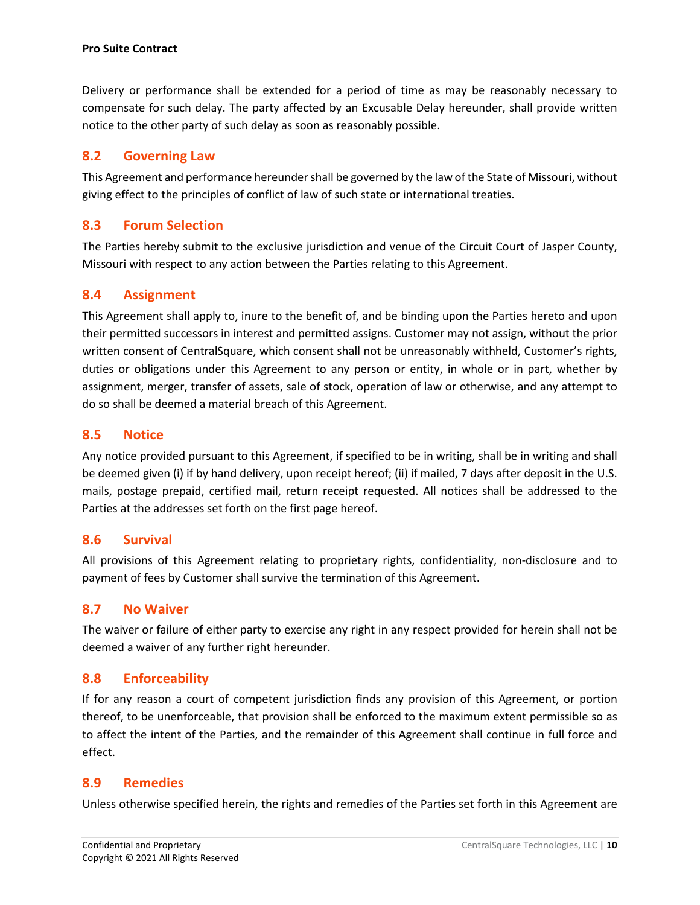Delivery or performance shall be extended for a period of time as may be reasonably necessary to compensate for such delay. The party affected by an Excusable Delay hereunder, shall provide written notice to the other party of such delay as soon as reasonably possible.

## 8.2 Governing Law

This Agreement and performance hereunder shall be governed by the law of the State of Missouri, without giving effect to the principles of conflict of law of such state or international treaties.

## 8.3 Forum Selection

The Parties hereby submit to the exclusive jurisdiction and venue of the Circuit Court of Jasper County, Missouri with respect to any action between the Parties relating to this Agreement.

## 8.4 Assignment

This Agreement shall apply to, inure to the benefit of, and be binding upon the Parties hereto and upon their permitted successors in interest and permitted assigns. Customer may not assign, without the prior written consent of CentralSquare, which consent shall not be unreasonably withheld, Customer's rights, duties or obligations under this Agreement to any person or entity, in whole or in part, whether by assignment, merger, transfer of assets, sale of stock, operation of law or otherwise, and any attempt to do so shall be deemed a material breach of this Agreement.

## 8.5 Notice

Any notice provided pursuant to this Agreement, if specified to be in writing, shall be in writing and shall be deemed given (i) if by hand delivery, upon receipt hereof; (ii) if mailed, 7 days after deposit in the U.S. mails, postage prepaid, certified mail, return receipt requested. All notices shall be addressed to the Parties at the addresses set forth on the first page hereof.

## 8.6 Survival

All provisions of this Agreement relating to proprietary rights, confidentiality, non-disclosure and to payment of fees by Customer shall survive the termination of this Agreement.

## 8.7 No Waiver

The waiver or failure of either party to exercise any right in any respect provided for herein shall not be deemed a waiver of any further right hereunder.

## 8.8 Enforceability

If for any reason a court of competent jurisdiction finds any provision of this Agreement, or portion thereof, to be unenforceable, that provision shall be enforced to the maximum extent permissible so as to affect the intent of the Parties, and the remainder of this Agreement shall continue in full force and effect.

## 8.9 Remedies

Unless otherwise specified herein, the rights and remedies of the Parties set forth in this Agreement are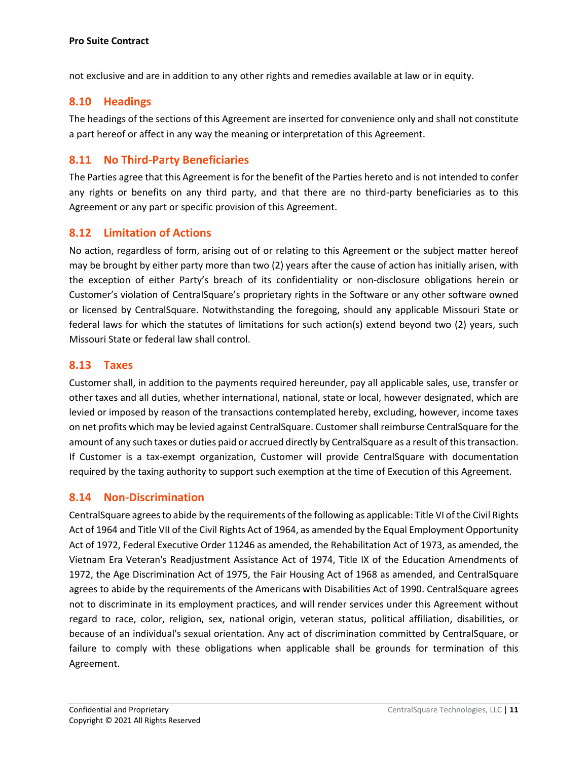not exclusive and are in addition to any other rights and remedies available at law or in equity.

## 8.10 Headings

The headings of the sections of this Agreement are inserted for convenience only and shall not constitute a part hereof or affect in any way the meaning or interpretation of this Agreement.

## 8.11 No Third-Party Beneficiaries

The Parties agree that this Agreement is for the benefit of the Parties hereto and is not intended to confer any rights or benefits on any third party, and that there are no third-party beneficiaries as to this Agreement or any part or specific provision of this Agreement.

## 8.12 Limitation of Actions

No action, regardless of form, arising out of or relating to this Agreement or the subject matter hereof may be brought by either party more than two (2) years after the cause of action has initially arisen, with the exception of either Party's breach of its confidentiality or non-disclosure obligations herein or Customer's violation of CentralSquare's proprietary rights in the Software or any other software owned or licensed by CentralSquare. Notwithstanding the foregoing, should any applicable Missouri State or federal laws for which the statutes of limitations for such action(s) extend beyond two (2) years, such Missouri State or federal law shall control.

## 8.13 Taxes

Customer shall, in addition to the payments required hereunder, pay all applicable sales, use, transfer or other taxes and all duties, whether international, national, state or local, however designated, which are levied or imposed by reason of the transactions contemplated hereby, excluding, however, income taxes on net profits which may be levied against CentralSquare. Customer shall reimburse CentralSquare for the amount of any such taxes or duties paid or accrued directly by CentralSquare as a result of this transaction. If Customer is a tax-exempt organization, Customer will provide CentralSquare with documentation required by the taxing authority to support such exemption at the time of Execution of this Agreement.

## 8.14 Non-Discrimination

CentralSquare agrees to abide by the requirements of the following as applicable: Title VI of the Civil Rights Act of 1964 and Title VII of the Civil Rights Act of 1964, as amended by the Equal Employment Opportunity Act of 1972, Federal Executive Order 11246 as amended, the Rehabilitation Act of 1973, as amended, the Vietnam Era Veteran's Readjustment Assistance Act of 1974, Title IX of the Education Amendments of 1972, the Age Discrimination Act of 1975, the Fair Housing Act of 1968 as amended, and CentralSquare agrees to abide by the requirements of the Americans with Disabilities Act of 1990. CentralSquare agrees not to discriminate in its employment practices, and will render services under this Agreement without regard to race, color, religion, sex, national origin, veteran status, political affiliation, disabilities, or because of an individual's sexual orientation. Any act of discrimination committed by CentralSquare, or failure to comply with these obligations when applicable shall be grounds for termination of this Agreement.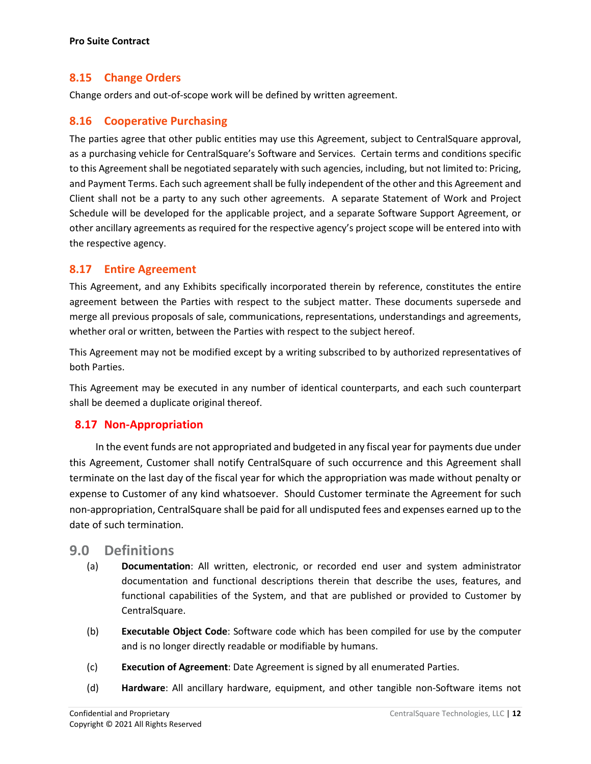## 8.15 Change Orders

Change orders and out-of-scope work will be defined by written agreement.

## 8.16 Cooperative Purchasing

The parties agree that other public entities may use this Agreement, subject to CentralSquare approval, as a purchasing vehicle for CentralSquare's Software and Services. Certain terms and conditions specific to this Agreement shall be negotiated separately with such agencies, including, but not limited to: Pricing, and Payment Terms. Each such agreement shall be fully independent of the other and this Agreement and Client shall not be a party to any such other agreements. A separate Statement of Work and Project Schedule will be developed for the applicable project, and a separate Software Support Agreement, or other ancillary agreements as required for the respective agency's project scope will be entered into with the respective agency.

## 8.17 Entire Agreement

This Agreement, and any Exhibits specifically incorporated therein by reference, constitutes the entire agreement between the Parties with respect to the subject matter. These documents supersede and merge all previous proposals of sale, communications, representations, understandings and agreements, whether oral or written, between the Parties with respect to the subject hereof.

This Agreement may not be modified except by a writing subscribed to by authorized representatives of both Parties.

This Agreement may be executed in any number of identical counterparts, and each such counterpart shall be deemed a duplicate original thereof.

## 8.17 Non-Appropriation

In the event funds are not appropriated and budgeted in any fiscal year for payments due under this Agreement, Customer shall notify CentralSquare of such occurrence and this Agreement shall terminate on the last day of the fiscal year for which the appropriation was made without penalty or expense to Customer of any kind whatsoever. Should Customer terminate the Agreement for such non-appropriation, CentralSquare shall be paid for all undisputed fees and expenses earned up to the date of such termination.

# 9.0 Definitions

(a) **Documentation**: All written, electronic, or recorded end user and system administrator documentation and functional descriptions therein that describe the uses, features, and functional capabilities of the System, and that are published or provided to Customer by CentralSquare.

(b) **Executable Object Code**: Software code which has been compiled for use by the computer and is no longer directly readable or modifiable by humans.

(c) **Execution of Agreement**: Date Agreement is signed by all enumerated Parties.

(d) **Hardware**: All ancillary hardware, equipment, and other tangible non-Software items not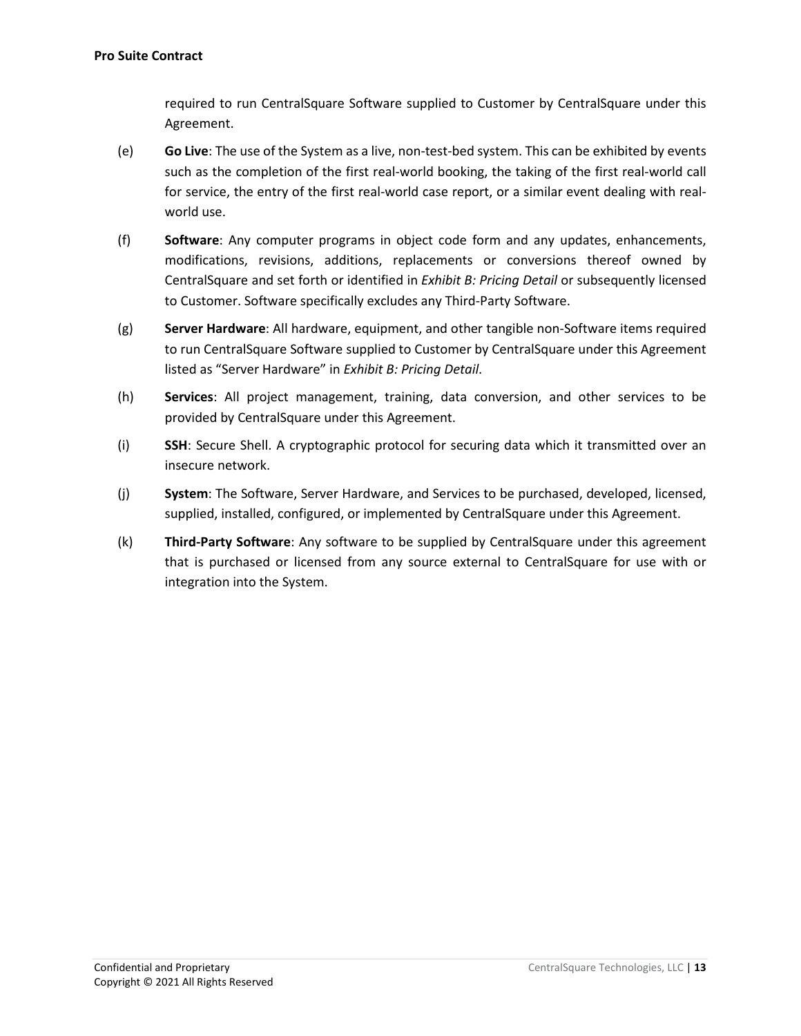required to run CentralSquare Software supplied to Customer by CentralSquare under this Agreement.

(e) **Go Live**: The use of the System as a live, non-test-bed system. This can be exhibited by events such as the completion of the first real-world booking, the taking of the first real-world call for service, the entry of the first real-world case report, or a similar event dealing with real-world use.

(f) **Software**: Any computer programs in object code form and any updates, enhancements, modifications, revisions, additions, replacements or conversions thereof owned by CentralSquare and set forth or identified in *Exhibit B: Pricing Detail* or subsequently licensed to Customer. Software specifically excludes any Third-Party Software.

(g) **Server Hardware**: All hardware, equipment, and other tangible non-Software items required to run CentralSquare Software supplied to Customer by CentralSquare under this Agreement listed as "Server Hardware" in *Exhibit B: Pricing Detail*.

(h) **Services**: All project management, training, data conversion, and other services to be provided by CentralSquare under this Agreement.

(i) **SSH**: Secure Shell. A cryptographic protocol for securing data which it transmitted over an insecure network.

(j) **System**: The Software, Server Hardware, and Services to be purchased, developed, licensed, supplied, installed, configured, or implemented by CentralSquare under this Agreement.

(k) **Third-Party Software**: Any software to be supplied by CentralSquare under this agreement that is purchased or licensed from any source external to CentralSquare for use with or integration into the System.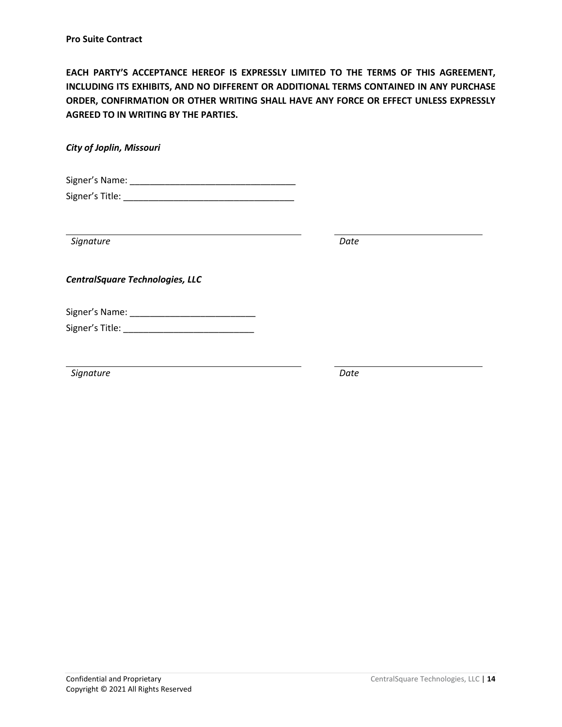**EACH PARTY'S ACCEPTANCE HEREOF IS EXPRESSLY LIMITED TO THE TERMS OF THIS AGREEMENT, INCLUDING ITS EXHIBITS, AND NO DIFFERENT OR ADDITIONAL TERMS CONTAINED IN ANY PURCHASE ORDER, CONFIRMATION OR OTHER WRITING SHALL HAVE ANY FORCE OR EFFECT UNLESS EXPRESSLY AGREED TO IN WRITING BY THE PARTIES.**

***City of Joplin, Missouri***

Signer's Name: _________________________________

Signer's Title: _________________________________

_____________________________________________ ____________________________

*Signature* *Date*

***CentralSquare Technologies, LLC***

Signer's Name: _________________________

Signer's Title: _________________________

_____________________________________________ ____________________________

*Signature* *Date*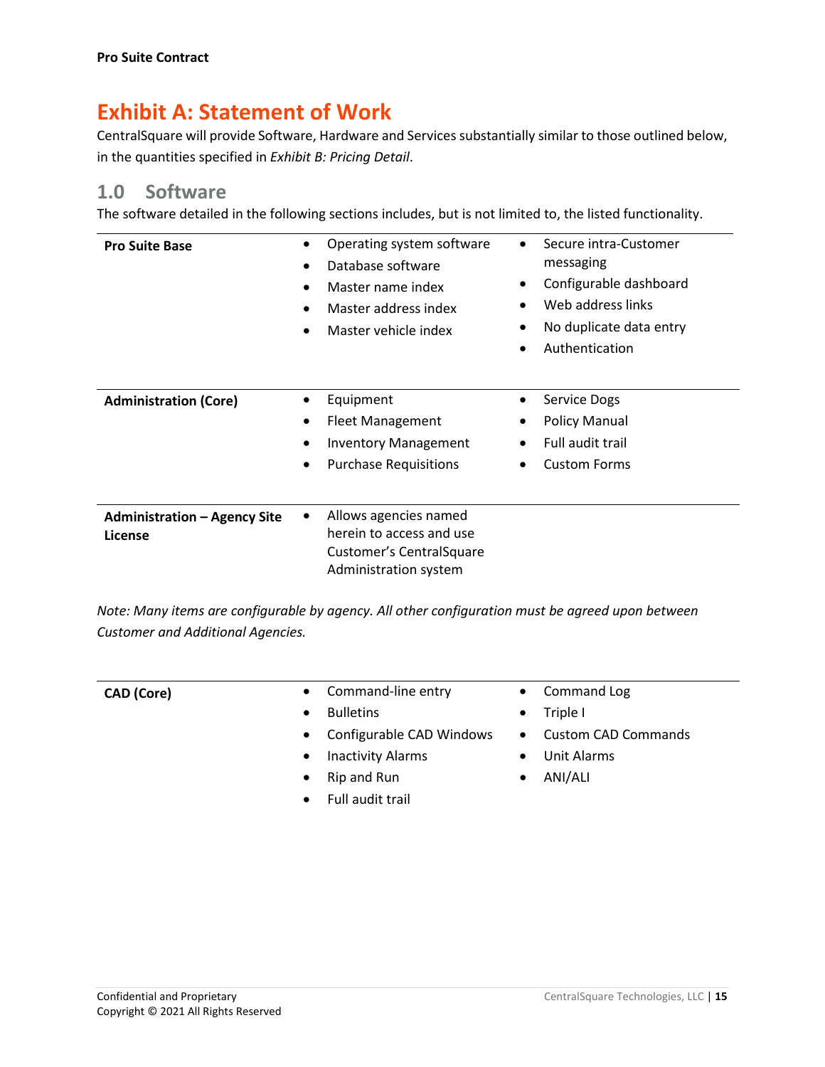# Exhibit A: Statement of Work

CentralSquare will provide Software, Hardware and Services substantially similar to those outlined below, in the quantities specified in *Exhibit B: Pricing Detail*.

## 1.0 Software

The software detailed in the following sections includes, but is not limited to, the listed functionality.

| | | |
|---|---|---|
| **Pro Suite Base** | • Operating system software<br>• Database software<br>• Master name index<br>• Master address index<br>• Master vehicle index | • Secure intra-Customer messaging<br>• Configurable dashboard<br>• Web address links<br>• No duplicate data entry<br>• Authentication |
| **Administration (Core)** | • Equipment<br>• Fleet Management<br>• Inventory Management<br>• Purchase Requisitions | • Service Dogs<br>• Policy Manual<br>• Full audit trail<br>• Custom Forms |
| **Administration – Agency Site License** | • Allows agencies named herein to access and use Customer's CentralSquare Administration system | |

*Note: Many items are configurable by agency. All other configuration must be agreed upon between Customer and Additional Agencies.*

| | | |
|---|---|---|
| **CAD (Core)** | • Command-line entry<br>• Bulletins<br>• Configurable CAD Windows<br>• Inactivity Alarms<br>• Rip and Run<br>• Full audit trail | • Command Log<br>• Triple I<br>• Custom CAD Commands<br>• Unit Alarms<br>• ANI/ALI |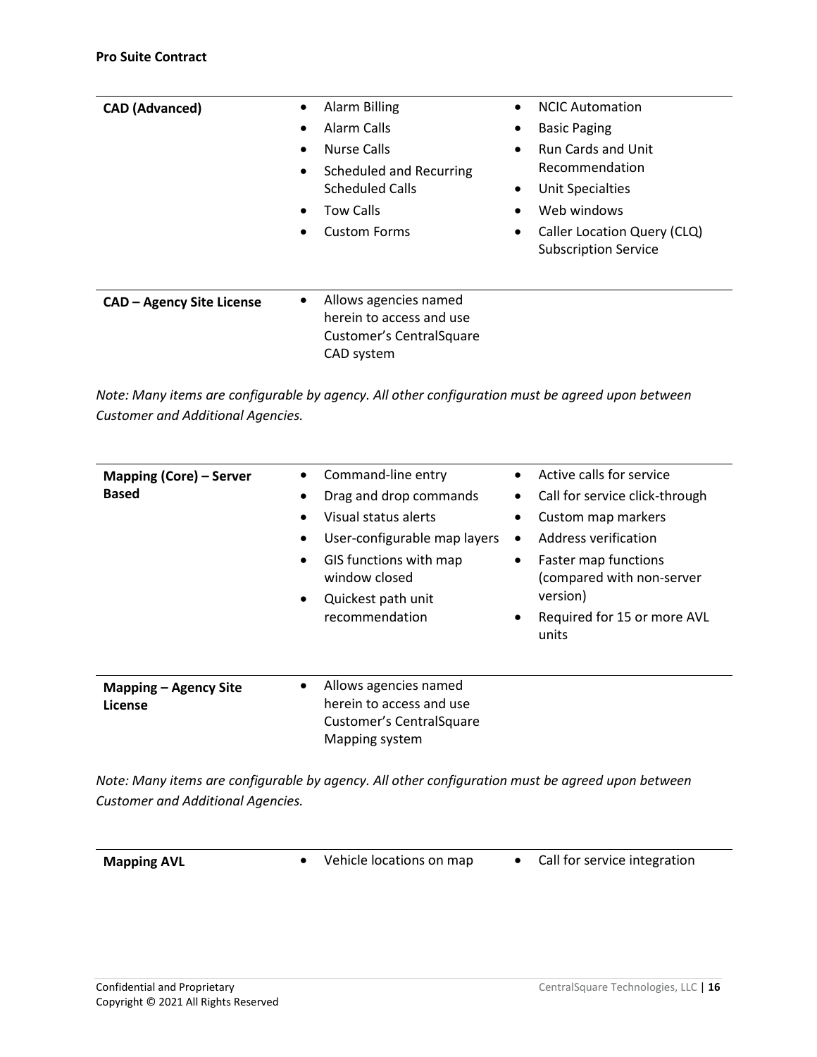| | | |
|---|---|---|
| **CAD (Advanced)** | • Alarm Billing<br>• Alarm Calls<br>• Nurse Calls<br>• Scheduled and Recurring Scheduled Calls<br>• Tow Calls<br>• Custom Forms | • NCIC Automation<br>• Basic Paging<br>• Run Cards and Unit Recommendation<br>• Unit Specialties<br>• Web windows<br>• Caller Location Query (CLQ) Subscription Service |
| **CAD – Agency Site License** | • Allows agencies named herein to access and use Customer's CentralSquare CAD system | |

*Note: Many items are configurable by agency. All other configuration must be agreed upon between Customer and Additional Agencies.*

| | | |
|---|---|---|
| **Mapping (Core) – Server Based** | • Command-line entry<br>• Drag and drop commands<br>• Visual status alerts<br>• User-configurable map layers<br>• GIS functions with map window closed<br>• Quickest path unit recommendation | • Active calls for service<br>• Call for service click-through<br>• Custom map markers<br>• Address verification<br>• Faster map functions (compared with non-server version)<br>• Required for 15 or more AVL units |
| **Mapping – Agency Site License** | • Allows agencies named herein to access and use Customer's CentralSquare Mapping system | |

*Note: Many items are configurable by agency. All other configuration must be agreed upon between Customer and Additional Agencies.*

| | | |
|---|---|---|
| **Mapping AVL** | • Vehicle locations on map | • Call for service integration |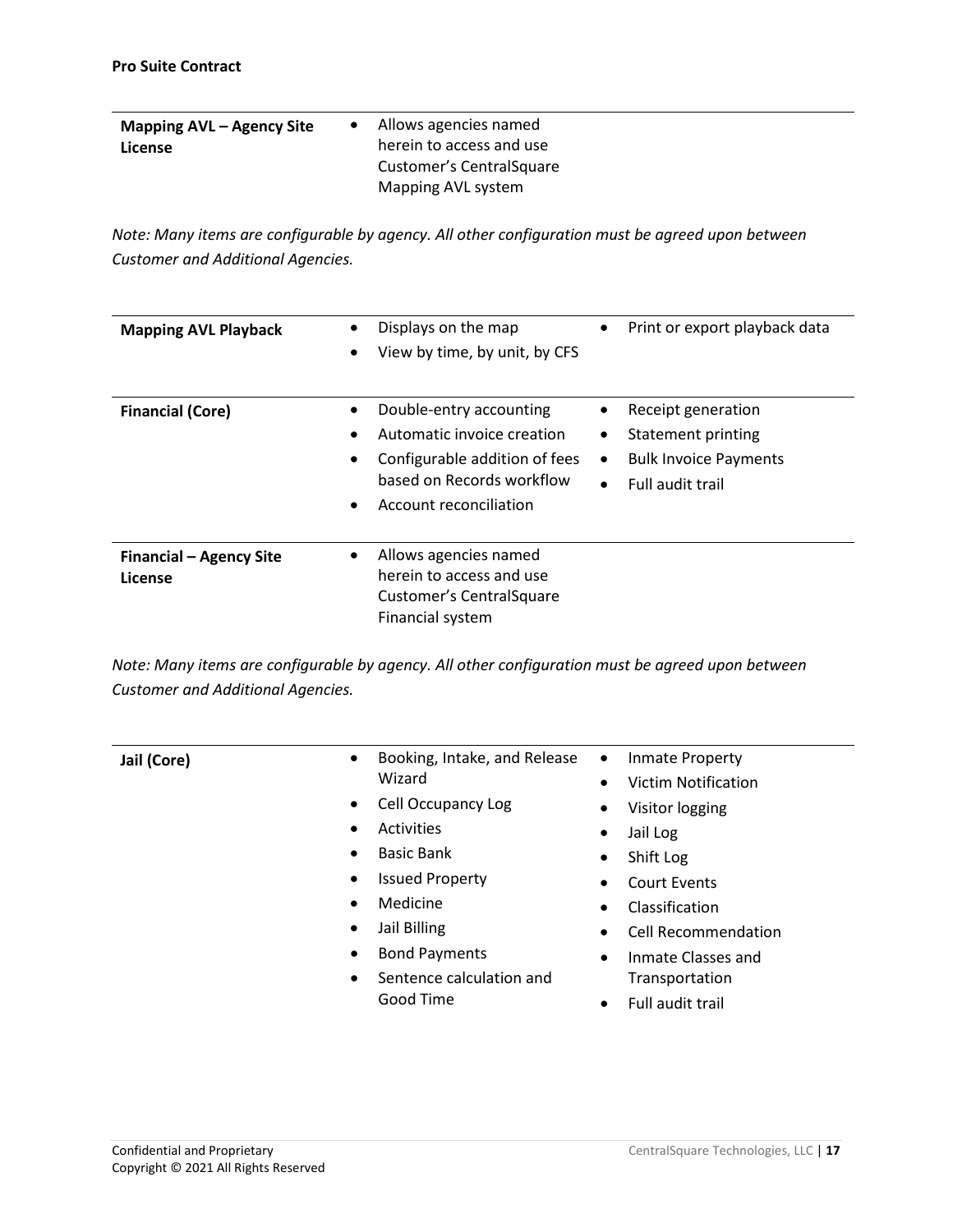| | | |
|---|---|---|
| **Mapping AVL – Agency Site License** | • Allows agencies named herein to access and use Customer's CentralSquare Mapping AVL system | |

*Note: Many items are configurable by agency. All other configuration must be agreed upon between Customer and Additional Agencies.*

| | | |
|---|---|---|
| **Mapping AVL Playback** | • Displays on the map<br>• View by time, by unit, by CFS | • Print or export playback data |
| **Financial (Core)** | • Double-entry accounting<br>• Automatic invoice creation<br>• Configurable addition of fees based on Records workflow<br>• Account reconciliation | • Receipt generation<br>• Statement printing<br>• Bulk Invoice Payments<br>• Full audit trail |
| **Financial – Agency Site License** | • Allows agencies named herein to access and use Customer's CentralSquare Financial system | |

*Note: Many items are configurable by agency. All other configuration must be agreed upon between Customer and Additional Agencies.*

| | | |
|---|---|---|
| **Jail (Core)** | • Booking, Intake, and Release Wizard<br>• Cell Occupancy Log<br>• Activities<br>• Basic Bank<br>• Issued Property<br>• Medicine<br>• Jail Billing<br>• Bond Payments<br>• Sentence calculation and Good Time | • Inmate Property<br>• Victim Notification<br>• Visitor logging<br>• Jail Log<br>• Shift Log<br>• Court Events<br>• Classification<br>• Cell Recommendation<br>• Inmate Classes and Transportation<br>• Full audit trail |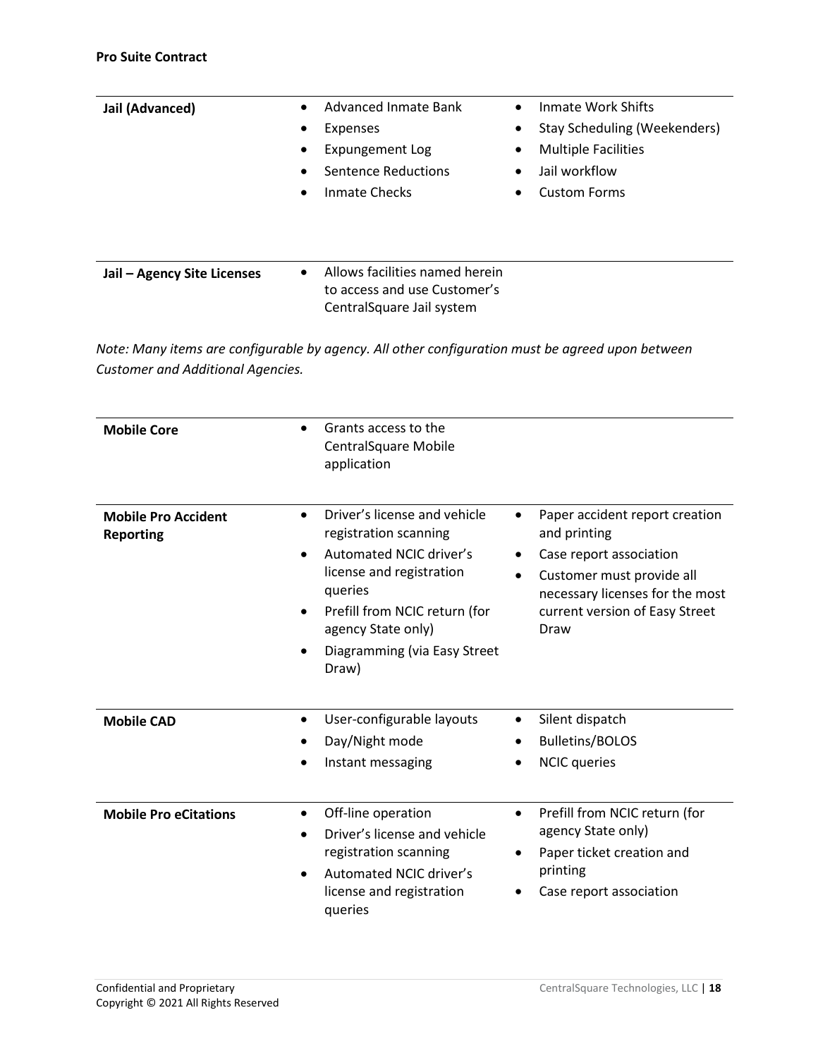| | | |
|---|---|---|
| **Jail (Advanced)** | • Advanced Inmate Bank<br>• Expenses<br>• Expungement Log<br>• Sentence Reductions<br>• Inmate Checks | • Inmate Work Shifts<br>• Stay Scheduling (Weekenders)<br>• Multiple Facilities<br>• Jail workflow<br>• Custom Forms |
| **Jail – Agency Site Licenses** | • Allows facilities named herein to access and use Customer's CentralSquare Jail system | |

*Note: Many items are configurable by agency. All other configuration must be agreed upon between Customer and Additional Agencies.*

| | | |
|---|---|---|
| **Mobile Core** | • Grants access to the CentralSquare Mobile application | |
| **Mobile Pro Accident Reporting** | • Driver's license and vehicle registration scanning<br>• Automated NCIC driver's license and registration queries<br>• Prefill from NCIC return (for agency State only)<br>• Diagramming (via Easy Street Draw) | • Paper accident report creation and printing<br>• Case report association<br>• Customer must provide all necessary licenses for the most current version of Easy Street Draw |
| **Mobile CAD** | • User-configurable layouts<br>• Day/Night mode<br>• Instant messaging | • Silent dispatch<br>• Bulletins/BOLOS<br>• NCIC queries |
| **Mobile Pro eCitations** | • Off-line operation<br>• Driver's license and vehicle registration scanning<br>• Automated NCIC driver's license and registration queries | • Prefill from NCIC return (for agency State only)<br>• Paper ticket creation and printing<br>• Case report association |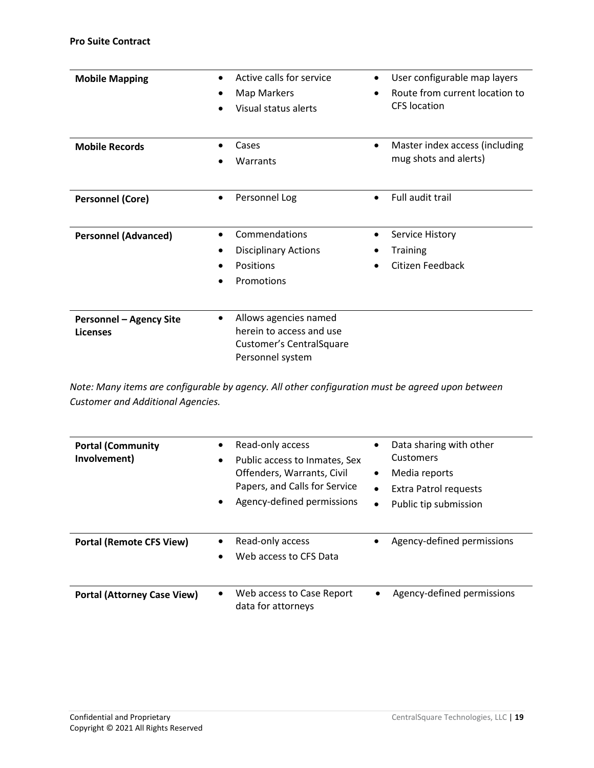| | | |
|---|---|---|
| **Mobile Mapping** | • Active calls for service<br>• Map Markers<br>• Visual status alerts | • User configurable map layers<br>• Route from current location to CFS location |
| **Mobile Records** | • Cases<br>• Warrants | • Master index access (including mug shots and alerts) |
| **Personnel (Core)** | • Personnel Log | • Full audit trail |
| **Personnel (Advanced)** | • Commendations<br>• Disciplinary Actions<br>• Positions<br>• Promotions | • Service History<br>• Training<br>• Citizen Feedback |
| **Personnel – Agency Site Licenses** | • Allows agencies named herein to access and use Customer's CentralSquare Personnel system | |

*Note: Many items are configurable by agency. All other configuration must be agreed upon between Customer and Additional Agencies.*

| | | |
|---|---|---|
| **Portal (Community Involvement)** | • Read-only access<br>• Public access to Inmates, Sex Offenders, Warrants, Civil Papers, and Calls for Service<br>• Agency-defined permissions | • Data sharing with other Customers<br>• Media reports<br>• Extra Patrol requests<br>• Public tip submission |
| **Portal (Remote CFS View)** | • Read-only access<br>• Web access to CFS Data | • Agency-defined permissions |
| **Portal (Attorney Case View)** | • Web access to Case Report data for attorneys | • Agency-defined permissions |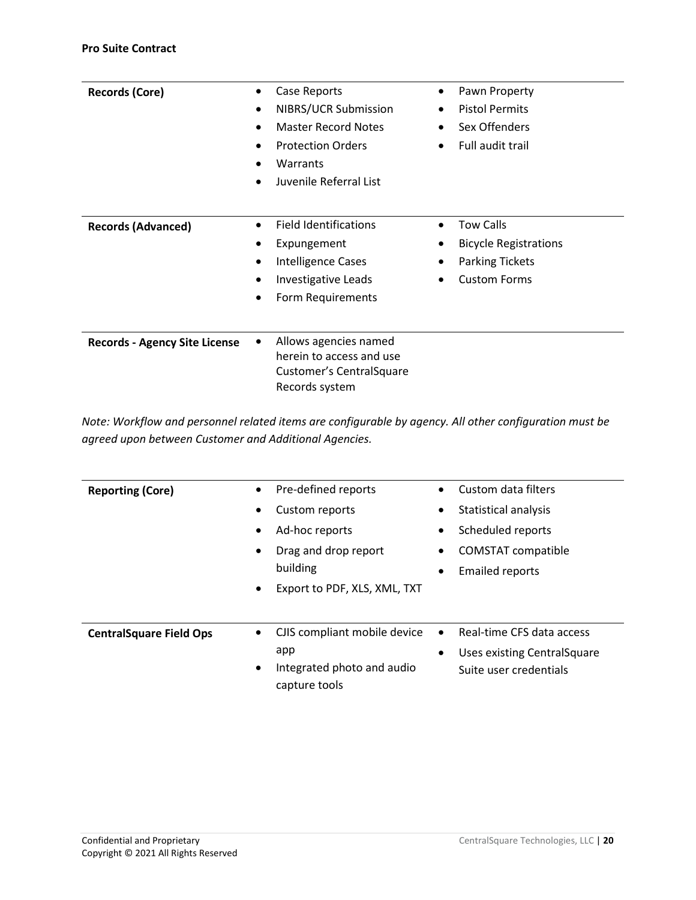| Records (Core) | Case Reports, NIBRS/UCR Submission, Master Record Notes, Protection Orders, Warrants, Juvenile Referral List | Pawn Property, Pistol Permits, Sex Offenders, Full audit trail |
|---|---|---|
| **Records (Advanced)** | Field Identifications, Expungement, Intelligence Cases, Investigative Leads, Form Requirements | Tow Calls, Bicycle Registrations, Parking Tickets, Custom Forms |
| **Records - Agency Site License** | Allows agencies named herein to access and use Customer's CentralSquare Records system | |

*Note: Workflow and personnel related items are configurable by agency. All other configuration must be agreed upon between Customer and Additional Agencies.*

| Reporting (Core) | Pre-defined reports, Custom reports, Ad-hoc reports, Drag and drop report building, Export to PDF, XLS, XML, TXT | Custom data filters, Statistical analysis, Scheduled reports, COMSTAT compatible, Emailed reports |
|---|---|---|
| **CentralSquare Field Ops** | CJIS compliant mobile device app, Integrated photo and audio capture tools | Real-time CFS data access, Uses existing CentralSquare Suite user credentials |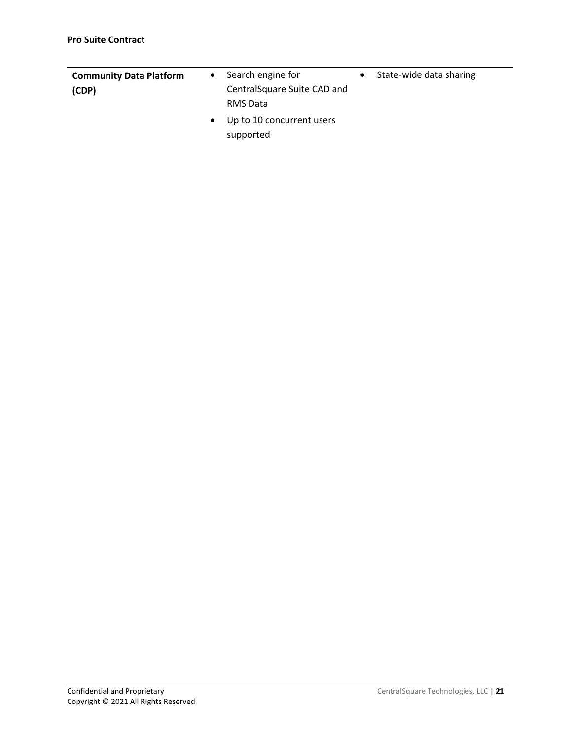| Community Data Platform (CDP) | • Search engine for CentralSquare Suite CAD and RMS Data<br>• Up to 10 concurrent users supported | • State-wide data sharing |
|---|---|---|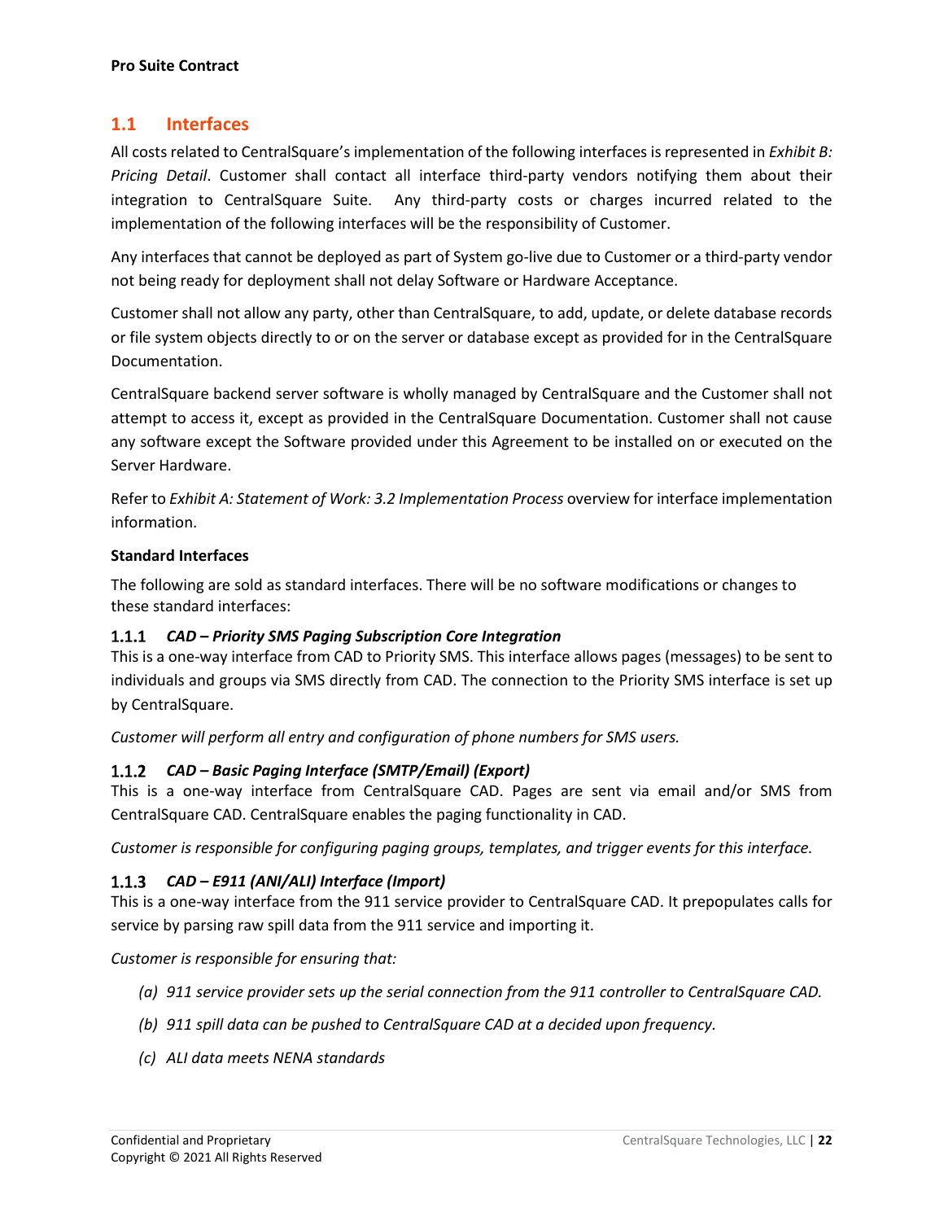## 1.1 Interfaces

All costs related to CentralSquare's implementation of the following interfaces is represented in *Exhibit B: Pricing Detail*. Customer shall contact all interface third-party vendors notifying them about their integration to CentralSquare Suite. Any third-party costs or charges incurred related to the implementation of the following interfaces will be the responsibility of Customer.

Any interfaces that cannot be deployed as part of System go-live due to Customer or a third-party vendor not being ready for deployment shall not delay Software or Hardware Acceptance.

Customer shall not allow any party, other than CentralSquare, to add, update, or delete database records or file system objects directly to or on the server or database except as provided for in the CentralSquare Documentation.

CentralSquare backend server software is wholly managed by CentralSquare and the Customer shall not attempt to access it, except as provided in the CentralSquare Documentation. Customer shall not cause any software except the Software provided under this Agreement to be installed on or executed on the Server Hardware.

Refer to *Exhibit A: Statement of Work: 3.2 Implementation Process* overview for interface implementation information.

**Standard Interfaces**

The following are sold as standard interfaces. There will be no software modifications or changes to these standard interfaces:

### 1.1.1 *CAD – Priority SMS Paging Subscription Core Integration*

This is a one-way interface from CAD to Priority SMS. This interface allows pages (messages) to be sent to individuals and groups via SMS directly from CAD. The connection to the Priority SMS interface is set up by CentralSquare.

*Customer will perform all entry and configuration of phone numbers for SMS users.*

### 1.1.2 *CAD – Basic Paging Interface (SMTP/Email) (Export)*

This is a one-way interface from CentralSquare CAD. Pages are sent via email and/or SMS from CentralSquare CAD. CentralSquare enables the paging functionality in CAD.

*Customer is responsible for configuring paging groups, templates, and trigger events for this interface.*

### 1.1.3 *CAD – E911 (ANI/ALI) Interface (Import)*

This is a one-way interface from the 911 service provider to CentralSquare CAD. It prepopulates calls for service by parsing raw spill data from the 911 service and importing it.

*Customer is responsible for ensuring that:*

- *(a) 911 service provider sets up the serial connection from the 911 controller to CentralSquare CAD.*
- *(b) 911 spill data can be pushed to CentralSquare CAD at a decided upon frequency.*
- *(c) ALI data meets NENA standards*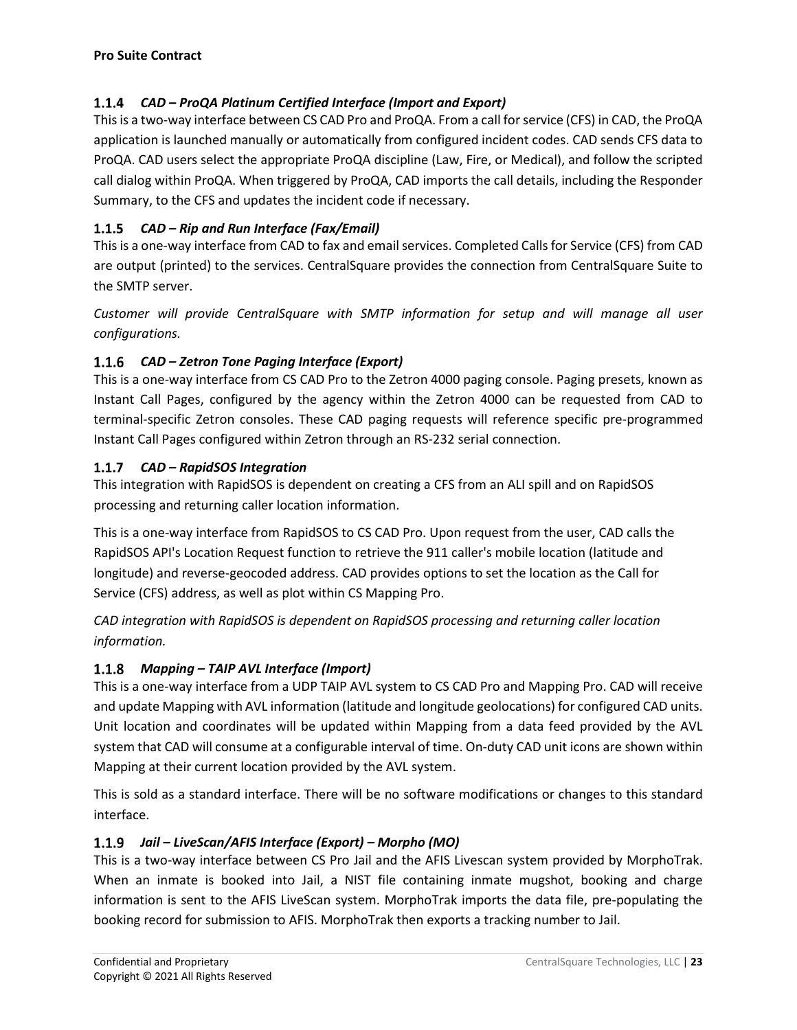### 1.1.4 *CAD – ProQA Platinum Certified Interface (Import and Export)*

This is a two-way interface between CS CAD Pro and ProQA. From a call for service (CFS) in CAD, the ProQA application is launched manually or automatically from configured incident codes. CAD sends CFS data to ProQA. CAD users select the appropriate ProQA discipline (Law, Fire, or Medical), and follow the scripted call dialog within ProQA. When triggered by ProQA, CAD imports the call details, including the Responder Summary, to the CFS and updates the incident code if necessary.

### 1.1.5 *CAD – Rip and Run Interface (Fax/Email)*

This is a one-way interface from CAD to fax and email services. Completed Calls for Service (CFS) from CAD are output (printed) to the services. CentralSquare provides the connection from CentralSquare Suite to the SMTP server.

*Customer will provide CentralSquare with SMTP information for setup and will manage all user configurations.*

### 1.1.6 *CAD – Zetron Tone Paging Interface (Export)*

This is a one-way interface from CS CAD Pro to the Zetron 4000 paging console. Paging presets, known as Instant Call Pages, configured by the agency within the Zetron 4000 can be requested from CAD to terminal-specific Zetron consoles. These CAD paging requests will reference specific pre-programmed Instant Call Pages configured within Zetron through an RS-232 serial connection.

### 1.1.7 *CAD – RapidSOS Integration*

This integration with RapidSOS is dependent on creating a CFS from an ALI spill and on RapidSOS processing and returning caller location information.

This is a one-way interface from RapidSOS to CS CAD Pro. Upon request from the user, CAD calls the RapidSOS API's Location Request function to retrieve the 911 caller's mobile location (latitude and longitude) and reverse-geocoded address. CAD provides options to set the location as the Call for Service (CFS) address, as well as plot within CS Mapping Pro.

*CAD integration with RapidSOS is dependent on RapidSOS processing and returning caller location information.*

### 1.1.8 *Mapping – TAIP AVL Interface (Import)*

This is a one-way interface from a UDP TAIP AVL system to CS CAD Pro and Mapping Pro. CAD will receive and update Mapping with AVL information (latitude and longitude geolocations) for configured CAD units. Unit location and coordinates will be updated within Mapping from a data feed provided by the AVL system that CAD will consume at a configurable interval of time. On-duty CAD unit icons are shown within Mapping at their current location provided by the AVL system.

This is sold as a standard interface. There will be no software modifications or changes to this standard interface.

### 1.1.9 *Jail – LiveScan/AFIS Interface (Export) – Morpho (MO)*

This is a two-way interface between CS Pro Jail and the AFIS Livescan system provided by MorphoTrak. When an inmate is booked into Jail, a NIST file containing inmate mugshot, booking and charge information is sent to the AFIS LiveScan system. MorphoTrak imports the data file, pre-populating the booking record for submission to AFIS. MorphoTrak then exports a tracking number to Jail.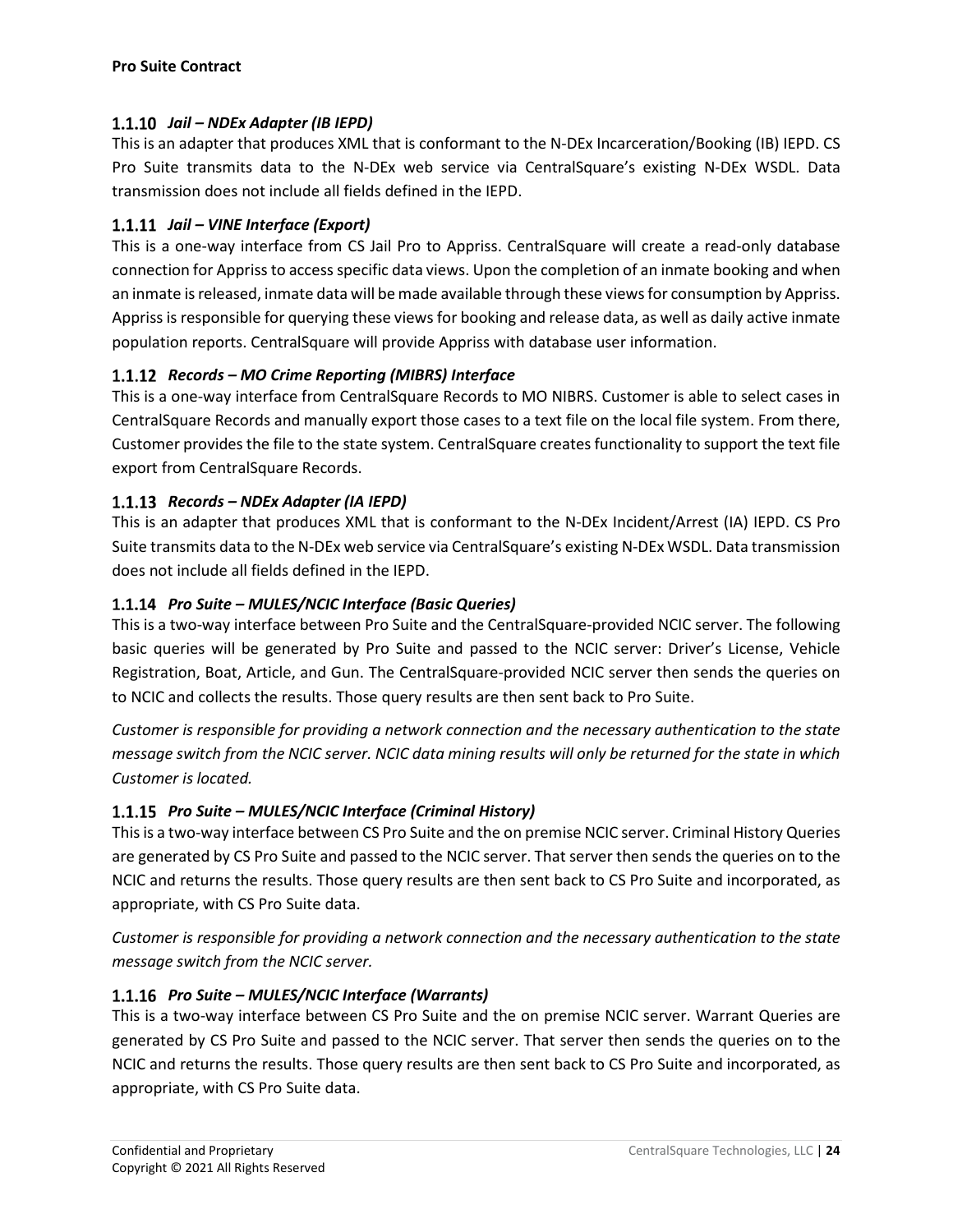### 1.1.10 *Jail – NDEx Adapter (IB IEPD)*

This is an adapter that produces XML that is conformant to the N-DEx Incarceration/Booking (IB) IEPD. CS Pro Suite transmits data to the N-DEx web service via CentralSquare's existing N-DEx WSDL. Data transmission does not include all fields defined in the IEPD.

### 1.1.11 *Jail – VINE Interface (Export)*

This is a one-way interface from CS Jail Pro to Appriss. CentralSquare will create a read-only database connection for Appriss to access specific data views. Upon the completion of an inmate booking and when an inmate is released, inmate data will be made available through these views for consumption by Appriss. Appriss is responsible for querying these views for booking and release data, as well as daily active inmate population reports. CentralSquare will provide Appriss with database user information.

### 1.1.12 *Records – MO Crime Reporting (MIBRS) Interface*

This is a one-way interface from CentralSquare Records to MO NIBRS. Customer is able to select cases in CentralSquare Records and manually export those cases to a text file on the local file system. From there, Customer provides the file to the state system. CentralSquare creates functionality to support the text file export from CentralSquare Records.

### 1.1.13 *Records – NDEx Adapter (IA IEPD)*

This is an adapter that produces XML that is conformant to the N-DEx Incident/Arrest (IA) IEPD. CS Pro Suite transmits data to the N-DEx web service via CentralSquare's existing N-DEx WSDL. Data transmission does not include all fields defined in the IEPD.

### 1.1.14 *Pro Suite – MULES/NCIC Interface (Basic Queries)*

This is a two-way interface between Pro Suite and the CentralSquare-provided NCIC server. The following basic queries will be generated by Pro Suite and passed to the NCIC server: Driver's License, Vehicle Registration, Boat, Article, and Gun. The CentralSquare-provided NCIC server then sends the queries on to NCIC and collects the results. Those query results are then sent back to Pro Suite.

*Customer is responsible for providing a network connection and the necessary authentication to the state message switch from the NCIC server. NCIC data mining results will only be returned for the state in which Customer is located.*

### 1.1.15 *Pro Suite – MULES/NCIC Interface (Criminal History)*

This is a two-way interface between CS Pro Suite and the on premise NCIC server. Criminal History Queries are generated by CS Pro Suite and passed to the NCIC server. That server then sends the queries on to the NCIC and returns the results. Those query results are then sent back to CS Pro Suite and incorporated, as appropriate, with CS Pro Suite data.

*Customer is responsible for providing a network connection and the necessary authentication to the state message switch from the NCIC server.*

### 1.1.16 *Pro Suite – MULES/NCIC Interface (Warrants)*

This is a two-way interface between CS Pro Suite and the on premise NCIC server. Warrant Queries are generated by CS Pro Suite and passed to the NCIC server. That server then sends the queries on to the NCIC and returns the results. Those query results are then sent back to CS Pro Suite and incorporated, as appropriate, with CS Pro Suite data.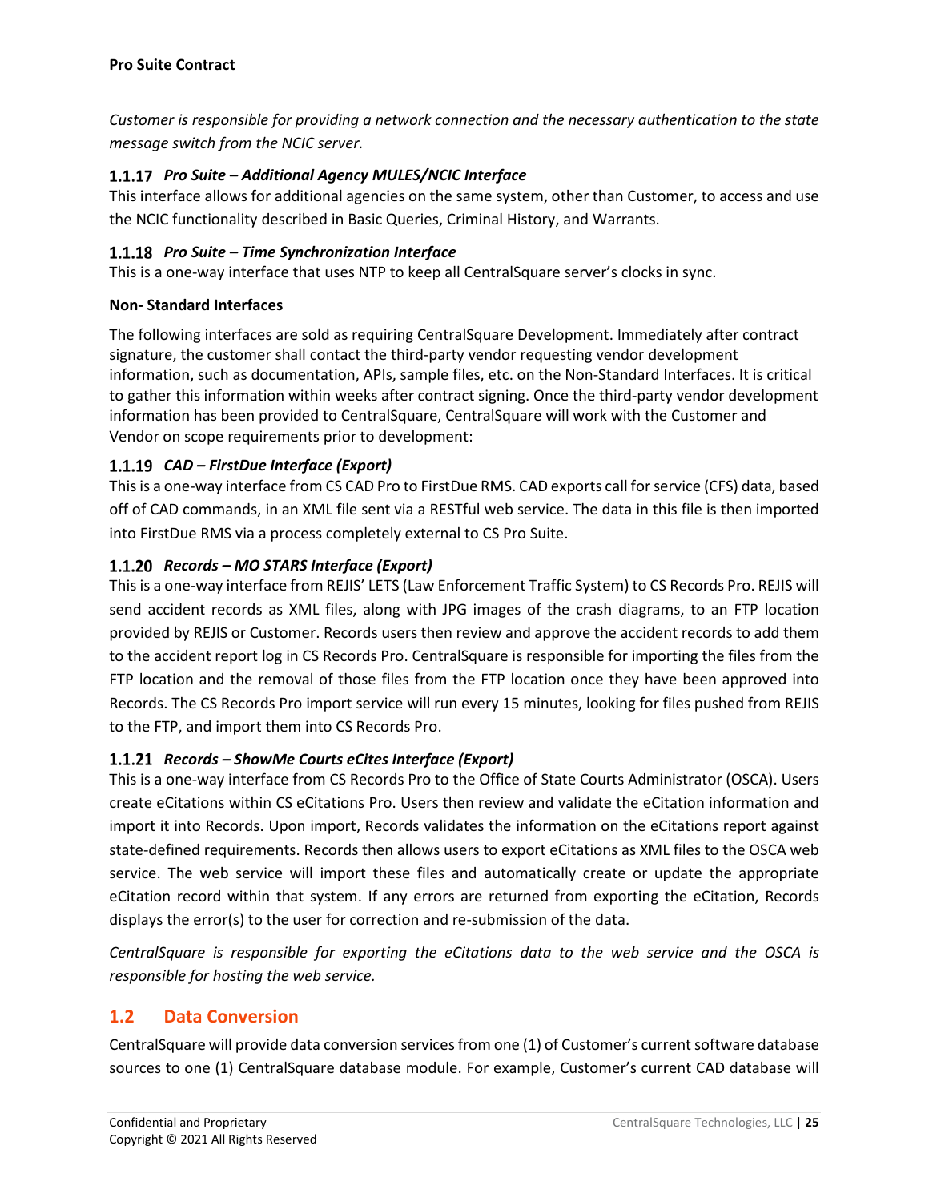*Customer is responsible for providing a network connection and the necessary authentication to the state message switch from the NCIC server.*

### 1.1.17 *Pro Suite – Additional Agency MULES/NCIC Interface*

This interface allows for additional agencies on the same system, other than Customer, to access and use the NCIC functionality described in Basic Queries, Criminal History, and Warrants.

### 1.1.18 *Pro Suite – Time Synchronization Interface*

This is a one-way interface that uses NTP to keep all CentralSquare server's clocks in sync.

**Non- Standard Interfaces**

The following interfaces are sold as requiring CentralSquare Development. Immediately after contract signature, the customer shall contact the third-party vendor requesting vendor development information, such as documentation, APIs, sample files, etc. on the Non-Standard Interfaces. It is critical to gather this information within weeks after contract signing. Once the third-party vendor development information has been provided to CentralSquare, CentralSquare will work with the Customer and Vendor on scope requirements prior to development:

### 1.1.19 *CAD – FirstDue Interface (Export)*

This is a one-way interface from CS CAD Pro to FirstDue RMS. CAD exports call for service (CFS) data, based off of CAD commands, in an XML file sent via a RESTful web service. The data in this file is then imported into FirstDue RMS via a process completely external to CS Pro Suite.

### 1.1.20 *Records – MO STARS Interface (Export)*

This is a one-way interface from REJIS' LETS (Law Enforcement Traffic System) to CS Records Pro. REJIS will send accident records as XML files, along with JPG images of the crash diagrams, to an FTP location provided by REJIS or Customer. Records users then review and approve the accident records to add them to the accident report log in CS Records Pro. CentralSquare is responsible for importing the files from the FTP location and the removal of those files from the FTP location once they have been approved into Records. The CS Records Pro import service will run every 15 minutes, looking for files pushed from REJIS to the FTP, and import them into CS Records Pro.

### 1.1.21 *Records – ShowMe Courts eCites Interface (Export)*

This is a one-way interface from CS Records Pro to the Office of State Courts Administrator (OSCA). Users create eCitations within CS eCitations Pro. Users then review and validate the eCitation information and import it into Records. Upon import, Records validates the information on the eCitations report against state-defined requirements. Records then allows users to export eCitations as XML files to the OSCA web service. The web service will import these files and automatically create or update the appropriate eCitation record within that system. If any errors are returned from exporting the eCitation, Records displays the error(s) to the user for correction and re-submission of the data.

*CentralSquare is responsible for exporting the eCitations data to the web service and the OSCA is responsible for hosting the web service.*

## 1.2 Data Conversion

CentralSquare will provide data conversion services from one (1) of Customer's current software database sources to one (1) CentralSquare database module. For example, Customer's current CAD database will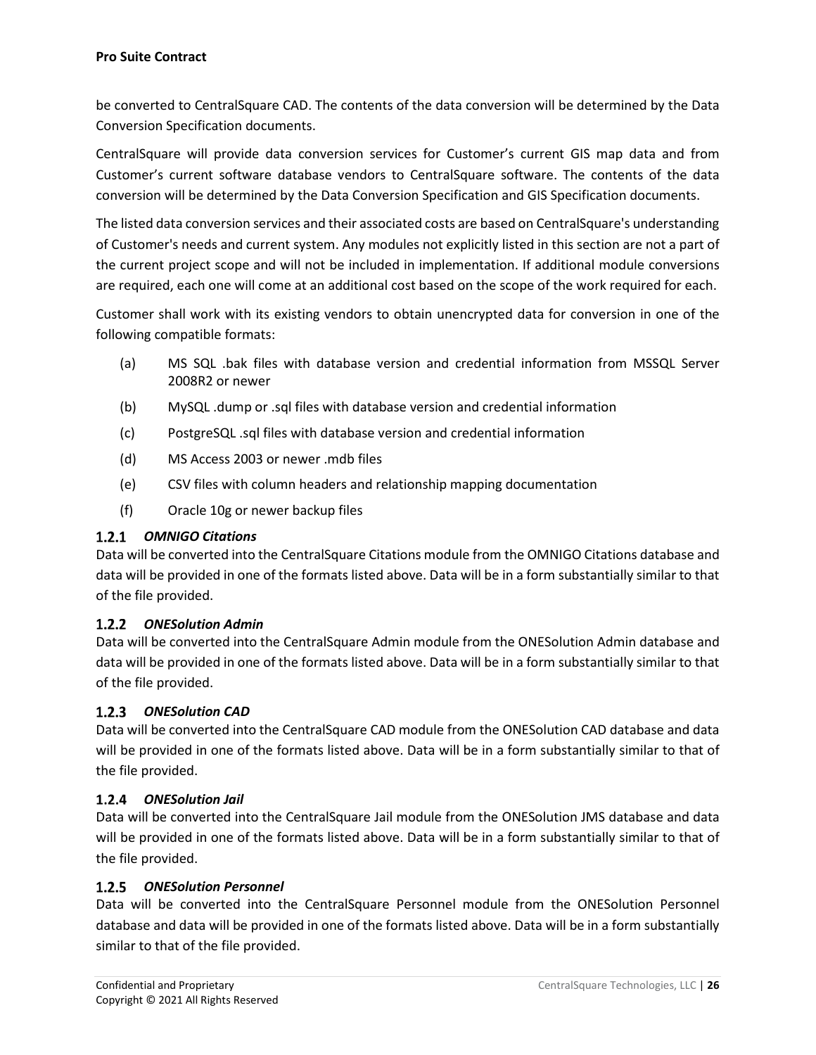be converted to CentralSquare CAD. The contents of the data conversion will be determined by the Data Conversion Specification documents.

CentralSquare will provide data conversion services for Customer's current GIS map data and from Customer's current software database vendors to CentralSquare software. The contents of the data conversion will be determined by the Data Conversion Specification and GIS Specification documents.

The listed data conversion services and their associated costs are based on CentralSquare's understanding of Customer's needs and current system. Any modules not explicitly listed in this section are not a part of the current project scope and will not be included in implementation. If additional module conversions are required, each one will come at an additional cost based on the scope of the work required for each.

Customer shall work with its existing vendors to obtain unencrypted data for conversion in one of the following compatible formats:

(a) MS SQL .bak files with database version and credential information from MSSQL Server 2008R2 or newer

(b) MySQL .dump or .sql files with database version and credential information

(c) PostgreSQL .sql files with database version and credential information

(d) MS Access 2003 or newer .mdb files

(e) CSV files with column headers and relationship mapping documentation

(f) Oracle 10g or newer backup files

### 1.2.1 *OMNIGO Citations*

Data will be converted into the CentralSquare Citations module from the OMNIGO Citations database and data will be provided in one of the formats listed above. Data will be in a form substantially similar to that of the file provided.

### 1.2.2 *ONESolution Admin*

Data will be converted into the CentralSquare Admin module from the ONESolution Admin database and data will be provided in one of the formats listed above. Data will be in a form substantially similar to that of the file provided.

### 1.2.3 *ONESolution CAD*

Data will be converted into the CentralSquare CAD module from the ONESolution CAD database and data will be provided in one of the formats listed above. Data will be in a form substantially similar to that of the file provided.

### 1.2.4 *ONESolution Jail*

Data will be converted into the CentralSquare Jail module from the ONESolution JMS database and data will be provided in one of the formats listed above. Data will be in a form substantially similar to that of the file provided.

### 1.2.5 *ONESolution Personnel*

Data will be converted into the CentralSquare Personnel module from the ONESolution Personnel database and data will be provided in one of the formats listed above. Data will be in a form substantially similar to that of the file provided.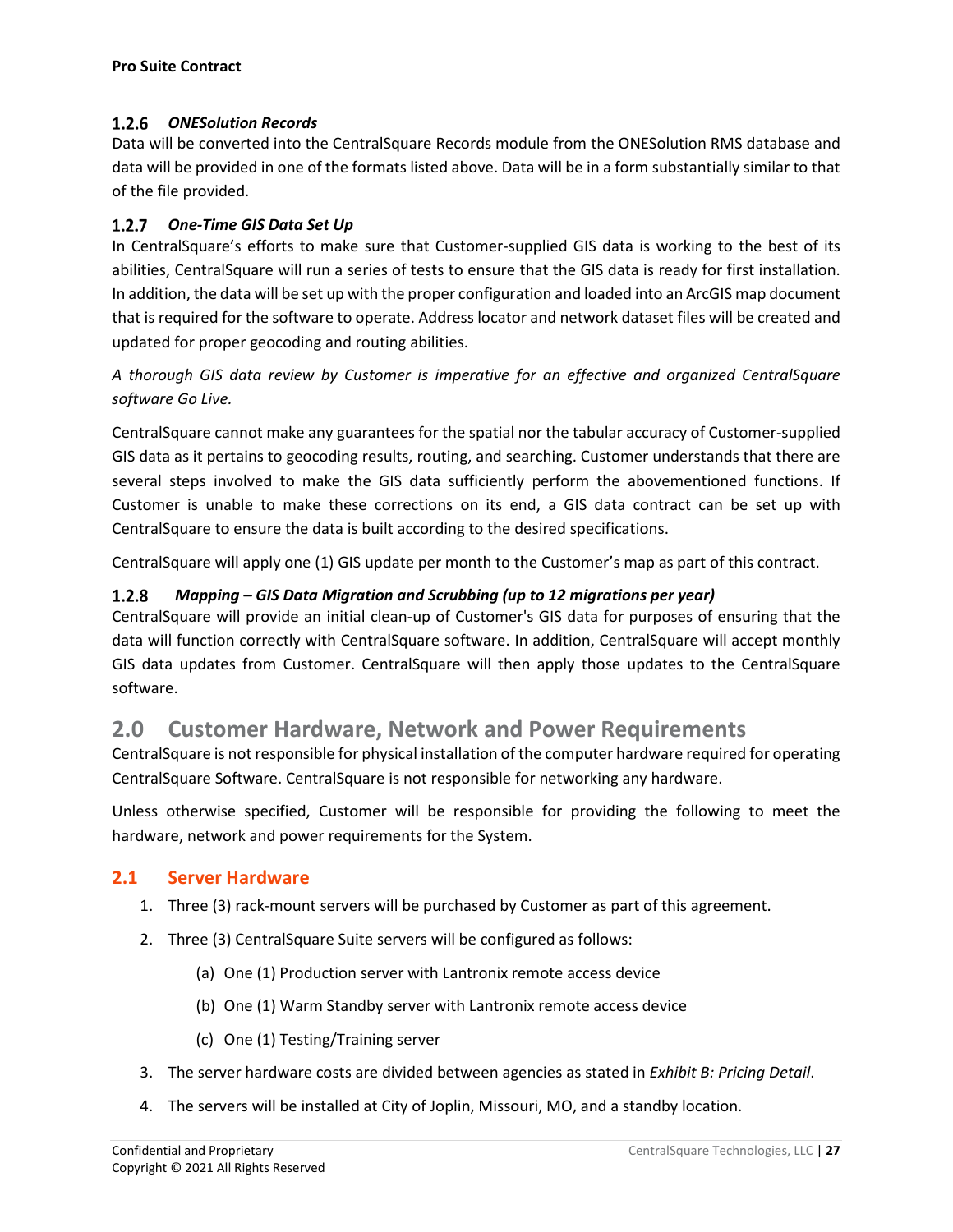#### 1.2.6 *ONESolution Records*

Data will be converted into the CentralSquare Records module from the ONESolution RMS database and data will be provided in one of the formats listed above. Data will be in a form substantially similar to that of the file provided.

#### 1.2.7 *One-Time GIS Data Set Up*

In CentralSquare's efforts to make sure that Customer-supplied GIS data is working to the best of its abilities, CentralSquare will run a series of tests to ensure that the GIS data is ready for first installation. In addition, the data will be set up with the proper configuration and loaded into an ArcGIS map document that is required for the software to operate. Address locator and network dataset files will be created and updated for proper geocoding and routing abilities.

*A thorough GIS data review by Customer is imperative for an effective and organized CentralSquare software Go Live.*

CentralSquare cannot make any guarantees for the spatial nor the tabular accuracy of Customer-supplied GIS data as it pertains to geocoding results, routing, and searching. Customer understands that there are several steps involved to make the GIS data sufficiently perform the abovementioned functions. If Customer is unable to make these corrections on its end, a GIS data contract can be set up with CentralSquare to ensure the data is built according to the desired specifications.

CentralSquare will apply one (1) GIS update per month to the Customer's map as part of this contract.

#### 1.2.8 *Mapping – GIS Data Migration and Scrubbing (up to 12 migrations per year)*

CentralSquare will provide an initial clean-up of Customer's GIS data for purposes of ensuring that the data will function correctly with CentralSquare software. In addition, CentralSquare will accept monthly GIS data updates from Customer. CentralSquare will then apply those updates to the CentralSquare software.

# 2.0 Customer Hardware, Network and Power Requirements

CentralSquare is not responsible for physical installation of the computer hardware required for operating CentralSquare Software. CentralSquare is not responsible for networking any hardware.

Unless otherwise specified, Customer will be responsible for providing the following to meet the hardware, network and power requirements for the System.

## 2.1 Server Hardware

1. Three (3) rack-mount servers will be purchased by Customer as part of this agreement.
2. Three (3) CentralSquare Suite servers will be configured as follows:
   - (a) One (1) Production server with Lantronix remote access device
   - (b) One (1) Warm Standby server with Lantronix remote access device
   - (c) One (1) Testing/Training server
3. The server hardware costs are divided between agencies as stated in *Exhibit B: Pricing Detail*.
4. The servers will be installed at City of Joplin, Missouri, MO, and a standby location.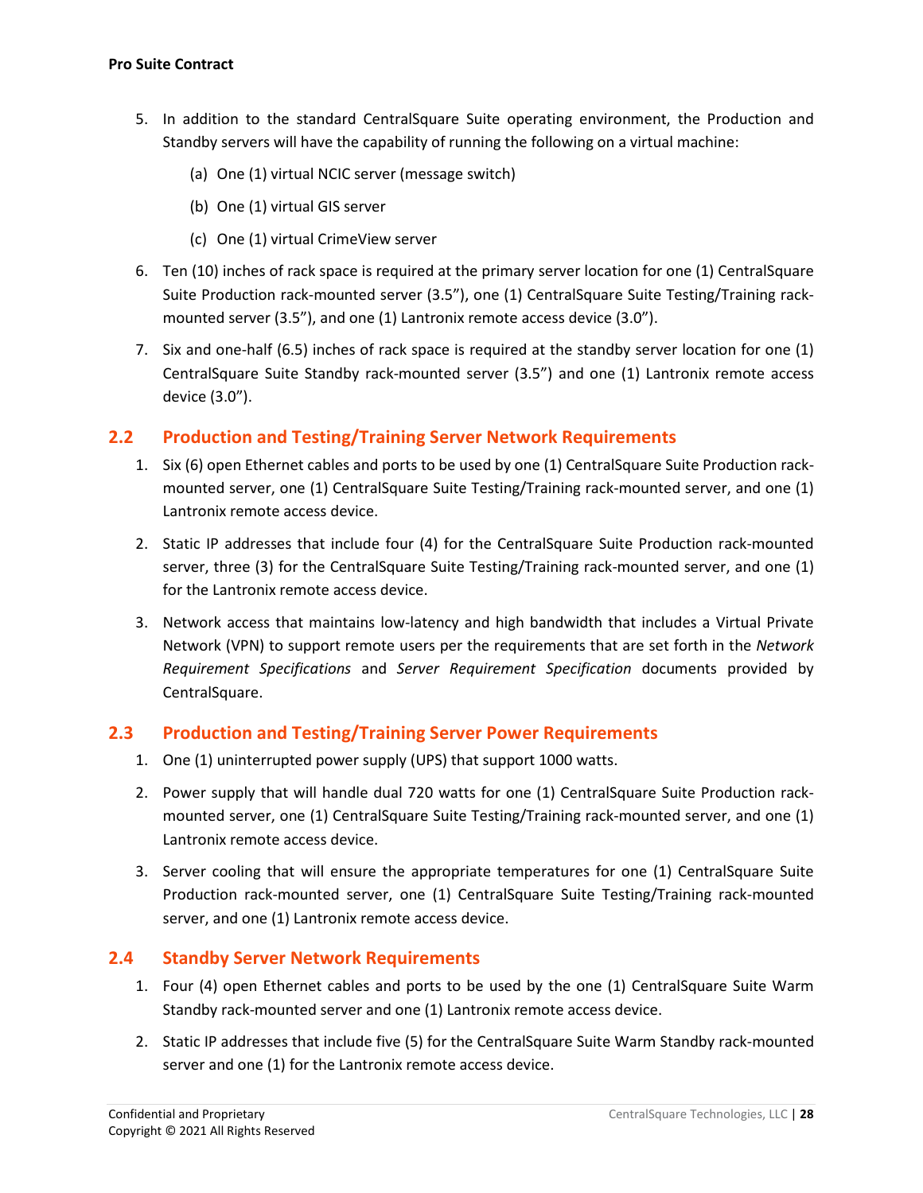5. In addition to the standard CentralSquare Suite operating environment, the Production and Standby servers will have the capability of running the following on a virtual machine:

   (a) One (1) virtual NCIC server (message switch)

   (b) One (1) virtual GIS server

   (c) One (1) virtual CrimeView server

6. Ten (10) inches of rack space is required at the primary server location for one (1) CentralSquare Suite Production rack-mounted server (3.5”), one (1) CentralSquare Suite Testing/Training rack-mounted server (3.5”), and one (1) Lantronix remote access device (3.0”).

7. Six and one-half (6.5) inches of rack space is required at the standby server location for one (1) CentralSquare Suite Standby rack-mounted server (3.5”) and one (1) Lantronix remote access device (3.0”).

## 2.2 Production and Testing/Training Server Network Requirements

1. Six (6) open Ethernet cables and ports to be used by one (1) CentralSquare Suite Production rack-mounted server, one (1) CentralSquare Suite Testing/Training rack-mounted server, and one (1) Lantronix remote access device.

2. Static IP addresses that include four (4) for the CentralSquare Suite Production rack-mounted server, three (3) for the CentralSquare Suite Testing/Training rack-mounted server, and one (1) for the Lantronix remote access device.

3. Network access that maintains low-latency and high bandwidth that includes a Virtual Private Network (VPN) to support remote users per the requirements that are set forth in the *Network Requirement Specifications* and *Server Requirement Specification* documents provided by CentralSquare.

## 2.3 Production and Testing/Training Server Power Requirements

1. One (1) uninterrupted power supply (UPS) that support 1000 watts.

2. Power supply that will handle dual 720 watts for one (1) CentralSquare Suite Production rack-mounted server, one (1) CentralSquare Suite Testing/Training rack-mounted server, and one (1) Lantronix remote access device.

3. Server cooling that will ensure the appropriate temperatures for one (1) CentralSquare Suite Production rack-mounted server, one (1) CentralSquare Suite Testing/Training rack-mounted server, and one (1) Lantronix remote access device.

## 2.4 Standby Server Network Requirements

1. Four (4) open Ethernet cables and ports to be used by the one (1) CentralSquare Suite Warm Standby rack-mounted server and one (1) Lantronix remote access device.

2. Static IP addresses that include five (5) for the CentralSquare Suite Warm Standby rack-mounted server and one (1) for the Lantronix remote access device.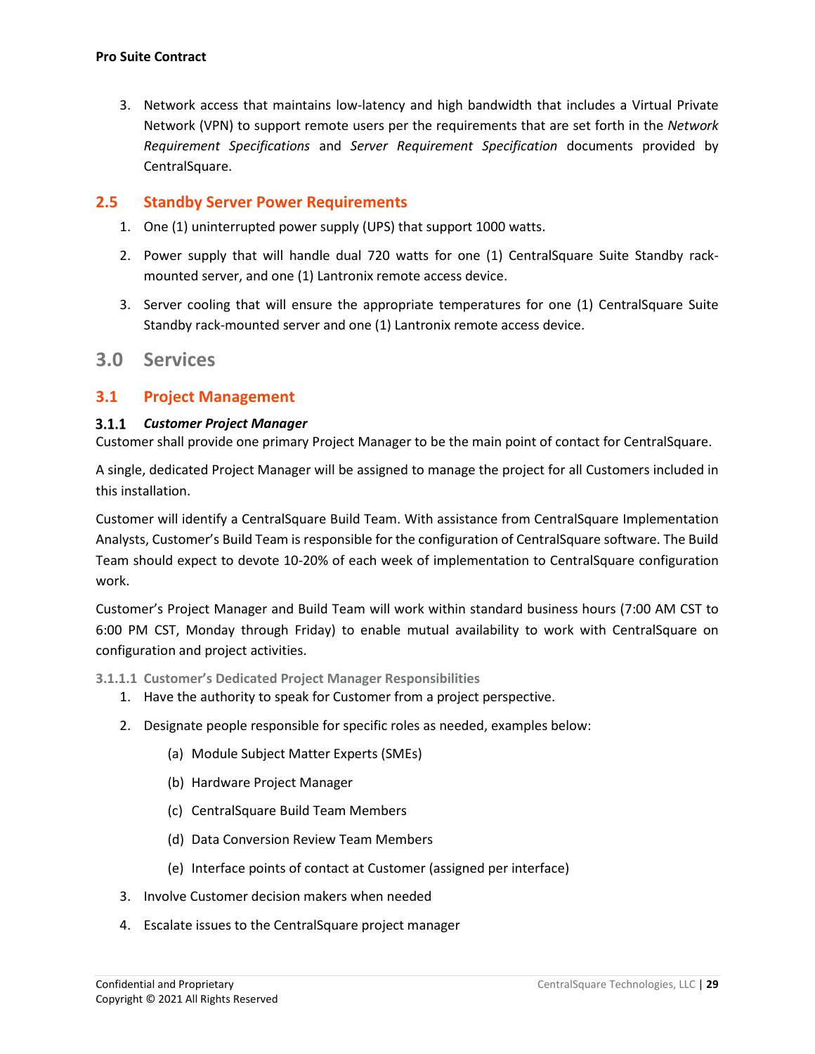3. Network access that maintains low-latency and high bandwidth that includes a Virtual Private Network (VPN) to support remote users per the requirements that are set forth in the *Network Requirement Specifications* and *Server Requirement Specification* documents provided by CentralSquare.

## 2.5 Standby Server Power Requirements

1. One (1) uninterrupted power supply (UPS) that support 1000 watts.
2. Power supply that will handle dual 720 watts for one (1) CentralSquare Suite Standby rack-mounted server, and one (1) Lantronix remote access device.
3. Server cooling that will ensure the appropriate temperatures for one (1) CentralSquare Suite Standby rack-mounted server and one (1) Lantronix remote access device.

# 3.0 Services

## 3.1 Project Management

### 3.1.1 *Customer Project Manager*

Customer shall provide one primary Project Manager to be the main point of contact for CentralSquare.

A single, dedicated Project Manager will be assigned to manage the project for all Customers included in this installation.

Customer will identify a CentralSquare Build Team. With assistance from CentralSquare Implementation Analysts, Customer's Build Team is responsible for the configuration of CentralSquare software. The Build Team should expect to devote 10-20% of each week of implementation to CentralSquare configuration work.

Customer's Project Manager and Build Team will work within standard business hours (7:00 AM CST to 6:00 PM CST, Monday through Friday) to enable mutual availability to work with CentralSquare on configuration and project activities.

#### 3.1.1.1 Customer's Dedicated Project Manager Responsibilities

1. Have the authority to speak for Customer from a project perspective.
2. Designate people responsible for specific roles as needed, examples below:
   - (a) Module Subject Matter Experts (SMEs)
   - (b) Hardware Project Manager
   - (c) CentralSquare Build Team Members
   - (d) Data Conversion Review Team Members
   - (e) Interface points of contact at Customer (assigned per interface)
3. Involve Customer decision makers when needed
4. Escalate issues to the CentralSquare project manager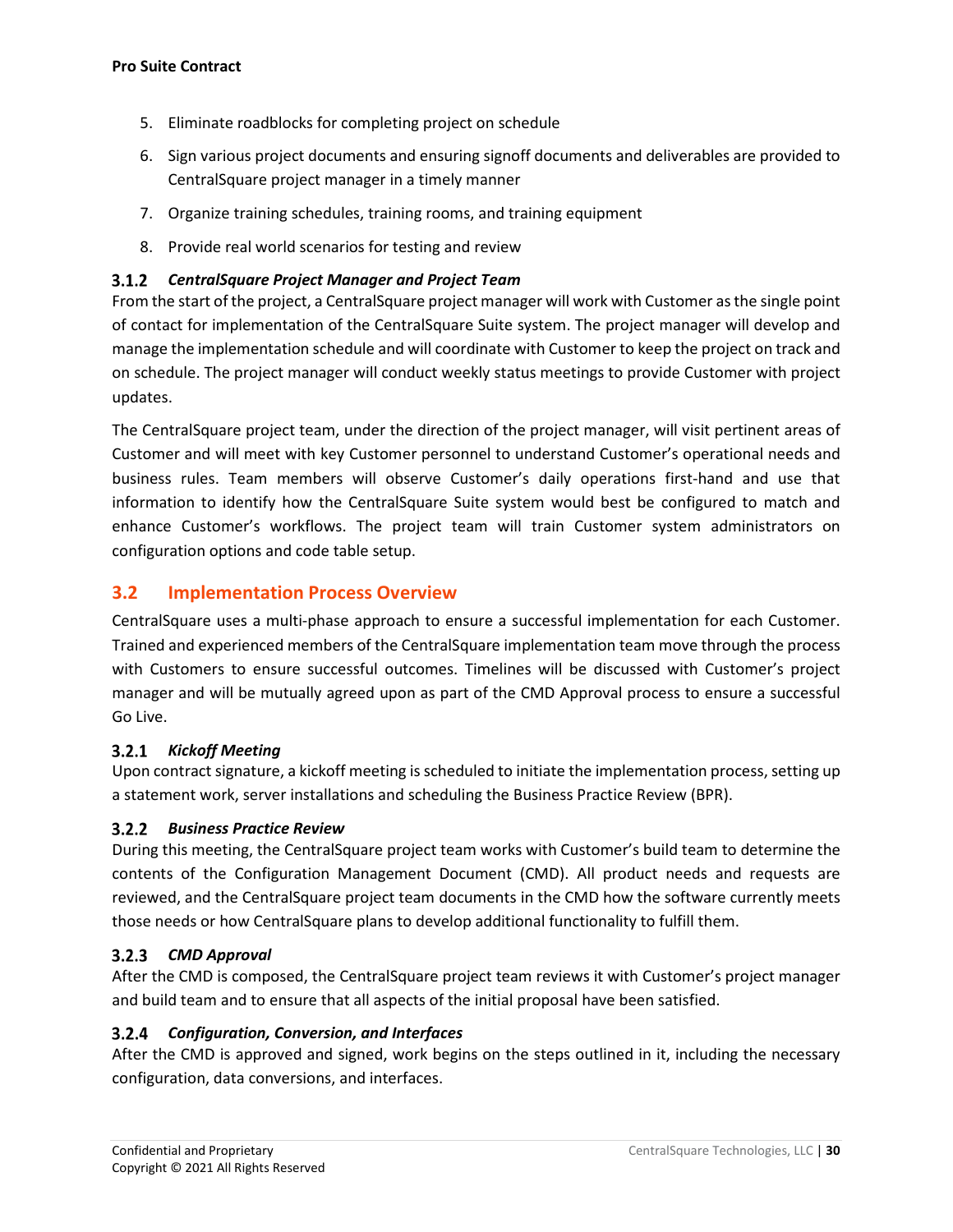5. Eliminate roadblocks for completing project on schedule
6. Sign various project documents and ensuring signoff documents and deliverables are provided to CentralSquare project manager in a timely manner
7. Organize training schedules, training rooms, and training equipment
8. Provide real world scenarios for testing and review

### 3.1.2 *CentralSquare Project Manager and Project Team*

From the start of the project, a CentralSquare project manager will work with Customer as the single point of contact for implementation of the CentralSquare Suite system. The project manager will develop and manage the implementation schedule and will coordinate with Customer to keep the project on track and on schedule. The project manager will conduct weekly status meetings to provide Customer with project updates.

The CentralSquare project team, under the direction of the project manager, will visit pertinent areas of Customer and will meet with key Customer personnel to understand Customer's operational needs and business rules. Team members will observe Customer's daily operations first-hand and use that information to identify how the CentralSquare Suite system would best be configured to match and enhance Customer's workflows. The project team will train Customer system administrators on configuration options and code table setup.

## 3.2 Implementation Process Overview

CentralSquare uses a multi-phase approach to ensure a successful implementation for each Customer. Trained and experienced members of the CentralSquare implementation team move through the process with Customers to ensure successful outcomes. Timelines will be discussed with Customer's project manager and will be mutually agreed upon as part of the CMD Approval process to ensure a successful Go Live.

### 3.2.1 *Kickoff Meeting*

Upon contract signature, a kickoff meeting is scheduled to initiate the implementation process, setting up a statement work, server installations and scheduling the Business Practice Review (BPR).

### 3.2.2 *Business Practice Review*

During this meeting, the CentralSquare project team works with Customer's build team to determine the contents of the Configuration Management Document (CMD). All product needs and requests are reviewed, and the CentralSquare project team documents in the CMD how the software currently meets those needs or how CentralSquare plans to develop additional functionality to fulfill them.

### 3.2.3 *CMD Approval*

After the CMD is composed, the CentralSquare project team reviews it with Customer's project manager and build team and to ensure that all aspects of the initial proposal have been satisfied.

### 3.2.4 *Configuration, Conversion, and Interfaces*

After the CMD is approved and signed, work begins on the steps outlined in it, including the necessary configuration, data conversions, and interfaces.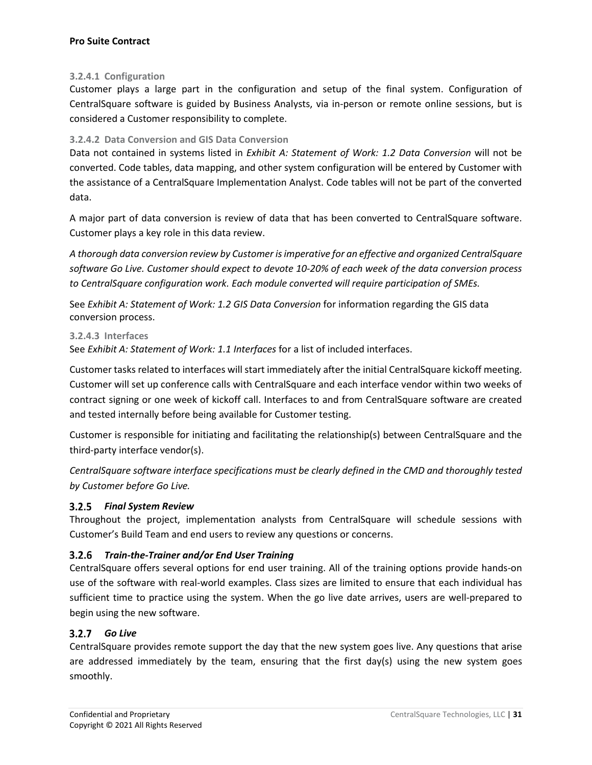#### 3.2.4.1 Configuration

Customer plays a large part in the configuration and setup of the final system. Configuration of CentralSquare software is guided by Business Analysts, via in-person or remote online sessions, but is considered a Customer responsibility to complete.

#### 3.2.4.2 Data Conversion and GIS Data Conversion

Data not contained in systems listed in *Exhibit A: Statement of Work: 1.2 Data Conversion* will not be converted. Code tables, data mapping, and other system configuration will be entered by Customer with the assistance of a CentralSquare Implementation Analyst. Code tables will not be part of the converted data.

A major part of data conversion is review of data that has been converted to CentralSquare software. Customer plays a key role in this data review.

*A thorough data conversion review by Customer is imperative for an effective and organized CentralSquare software Go Live. Customer should expect to devote 10-20% of each week of the data conversion process to CentralSquare configuration work. Each module converted will require participation of SMEs.*

See *Exhibit A: Statement of Work: 1.2 GIS Data Conversion* for information regarding the GIS data conversion process.

#### 3.2.4.3 Interfaces

See *Exhibit A: Statement of Work: 1.1 Interfaces* for a list of included interfaces.

Customer tasks related to interfaces will start immediately after the initial CentralSquare kickoff meeting. Customer will set up conference calls with CentralSquare and each interface vendor within two weeks of contract signing or one week of kickoff call. Interfaces to and from CentralSquare software are created and tested internally before being available for Customer testing.

Customer is responsible for initiating and facilitating the relationship(s) between CentralSquare and the third-party interface vendor(s).

*CentralSquare software interface specifications must be clearly defined in the CMD and thoroughly tested by Customer before Go Live.*

### 3.2.5 *Final System Review*

Throughout the project, implementation analysts from CentralSquare will schedule sessions with Customer's Build Team and end users to review any questions or concerns.

### 3.2.6 *Train-the-Trainer and/or End User Training*

CentralSquare offers several options for end user training. All of the training options provide hands-on use of the software with real-world examples. Class sizes are limited to ensure that each individual has sufficient time to practice using the system. When the go live date arrives, users are well-prepared to begin using the new software.

### 3.2.7 *Go Live*

CentralSquare provides remote support the day that the new system goes live. Any questions that arise are addressed immediately by the team, ensuring that the first day(s) using the new system goes smoothly.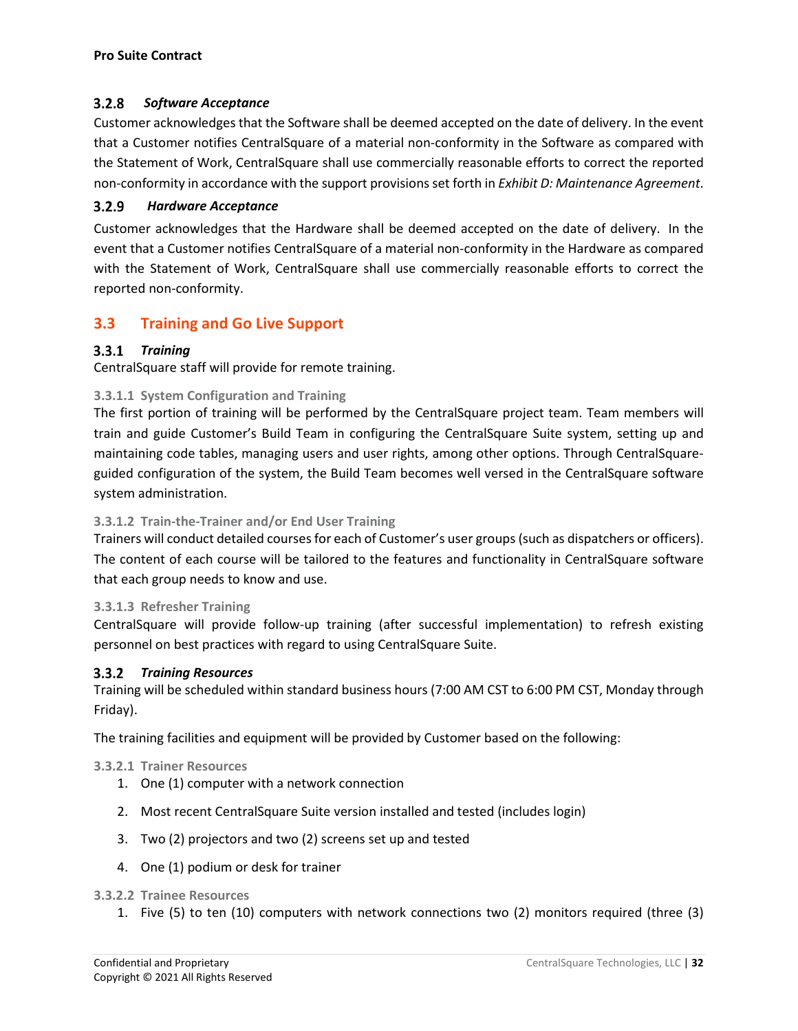#### 3.2.8 *Software Acceptance*

Customer acknowledges that the Software shall be deemed accepted on the date of delivery. In the event that a Customer notifies CentralSquare of a material non-conformity in the Software as compared with the Statement of Work, CentralSquare shall use commercially reasonable efforts to correct the reported non-conformity in accordance with the support provisions set forth in *Exhibit D: Maintenance Agreement*.

#### 3.2.9 *Hardware Acceptance*

Customer acknowledges that the Hardware shall be deemed accepted on the date of delivery. In the event that a Customer notifies CentralSquare of a material non-conformity in the Hardware as compared with the Statement of Work, CentralSquare shall use commercially reasonable efforts to correct the reported non-conformity.

## 3.3 Training and Go Live Support

#### 3.3.1 *Training*

CentralSquare staff will provide for remote training.

##### 3.3.1.1 System Configuration and Training

The first portion of training will be performed by the CentralSquare project team. Team members will train and guide Customer's Build Team in configuring the CentralSquare Suite system, setting up and maintaining code tables, managing users and user rights, among other options. Through CentralSquare-guided configuration of the system, the Build Team becomes well versed in the CentralSquare software system administration.

##### 3.3.1.2 Train-the-Trainer and/or End User Training

Trainers will conduct detailed courses for each of Customer's user groups (such as dispatchers or officers). The content of each course will be tailored to the features and functionality in CentralSquare software that each group needs to know and use.

##### 3.3.1.3 Refresher Training

CentralSquare will provide follow-up training (after successful implementation) to refresh existing personnel on best practices with regard to using CentralSquare Suite.

#### 3.3.2 *Training Resources*

Training will be scheduled within standard business hours (7:00 AM CST to 6:00 PM CST, Monday through Friday).

The training facilities and equipment will be provided by Customer based on the following:

##### 3.3.2.1 Trainer Resources

1. One (1) computer with a network connection
2. Most recent CentralSquare Suite version installed and tested (includes login)
3. Two (2) projectors and two (2) screens set up and tested
4. One (1) podium or desk for trainer

##### 3.3.2.2 Trainee Resources

1. Five (5) to ten (10) computers with network connections two (2) monitors required (three (3)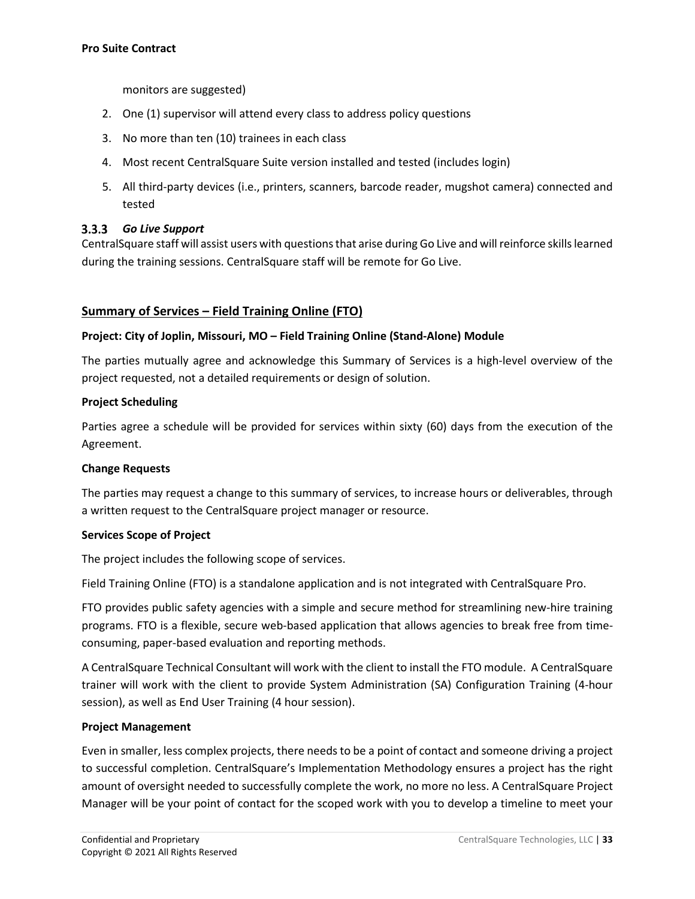monitors are suggested)

2. One (1) supervisor will attend every class to address policy questions
3. No more than ten (10) trainees in each class
4. Most recent CentralSquare Suite version installed and tested (includes login)
5. All third-party devices (i.e., printers, scanners, barcode reader, mugshot camera) connected and tested

### 3.3.3 *Go Live Support*

CentralSquare staff will assist users with questions that arise during Go Live and will reinforce skills learned during the training sessions. CentralSquare staff will be remote for Go Live.

## Summary of Services – Field Training Online (FTO)

**Project: City of Joplin, Missouri, MO – Field Training Online (Stand-Alone) Module**

The parties mutually agree and acknowledge this Summary of Services is a high-level overview of the project requested, not a detailed requirements or design of solution.

**Project Scheduling**

Parties agree a schedule will be provided for services within sixty (60) days from the execution of the Agreement.

**Change Requests**

The parties may request a change to this summary of services, to increase hours or deliverables, through a written request to the CentralSquare project manager or resource.

**Services Scope of Project**

The project includes the following scope of services.

Field Training Online (FTO) is a standalone application and is not integrated with CentralSquare Pro.

FTO provides public safety agencies with a simple and secure method for streamlining new-hire training programs. FTO is a flexible, secure web-based application that allows agencies to break free from time-consuming, paper-based evaluation and reporting methods.

A CentralSquare Technical Consultant will work with the client to install the FTO module. A CentralSquare trainer will work with the client to provide System Administration (SA) Configuration Training (4-hour session), as well as End User Training (4 hour session).

**Project Management**

Even in smaller, less complex projects, there needs to be a point of contact and someone driving a project to successful completion. CentralSquare's Implementation Methodology ensures a project has the right amount of oversight needed to successfully complete the work, no more no less. A CentralSquare Project Manager will be your point of contact for the scoped work with you to develop a timeline to meet your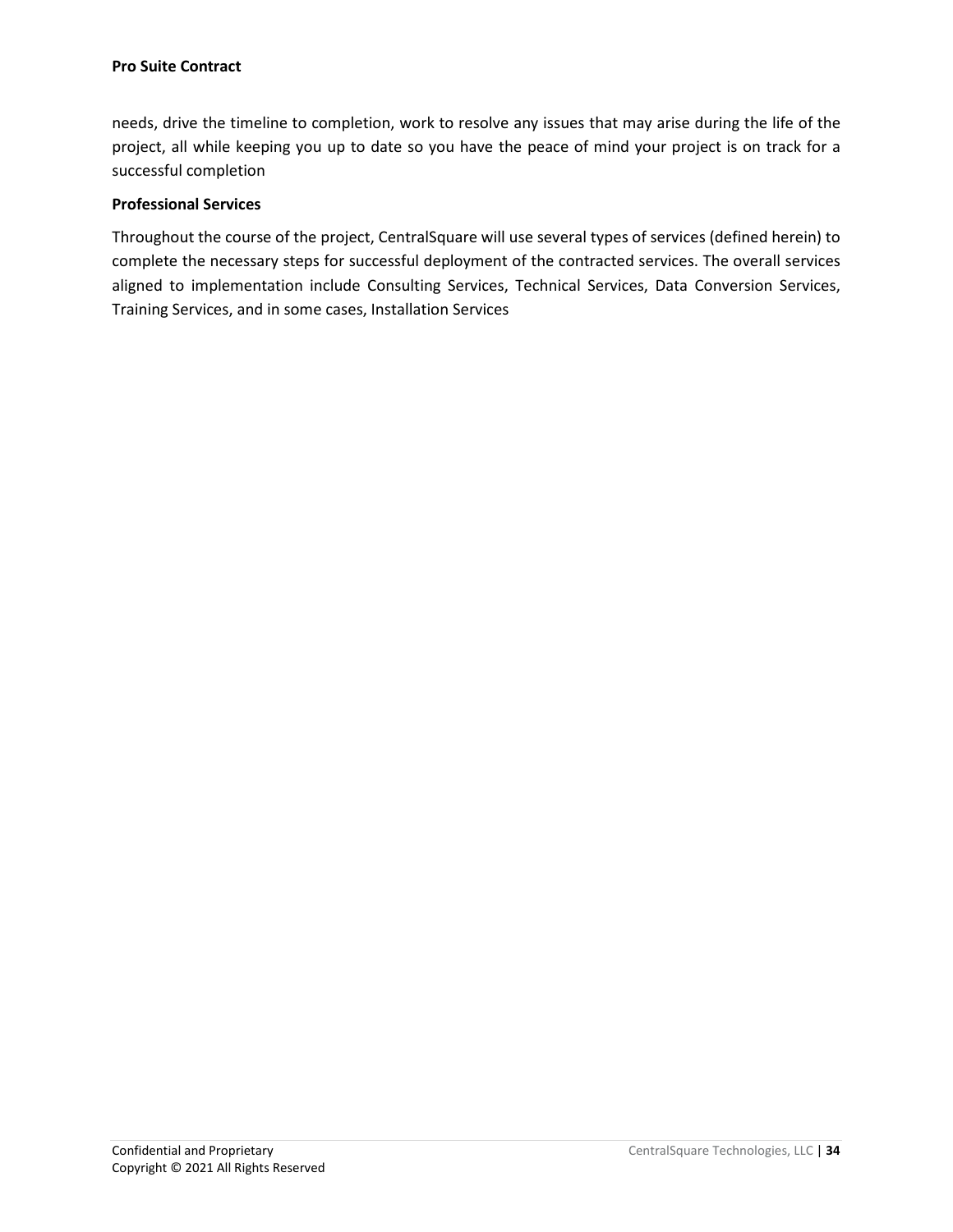needs, drive the timeline to completion, work to resolve any issues that may arise during the life of the project, all while keeping you up to date so you have the peace of mind your project is on track for a successful completion

**Professional Services**

Throughout the course of the project, CentralSquare will use several types of services (defined herein) to complete the necessary steps for successful deployment of the contracted services. The overall services aligned to implementation include Consulting Services, Technical Services, Data Conversion Services, Training Services, and in some cases, Installation Services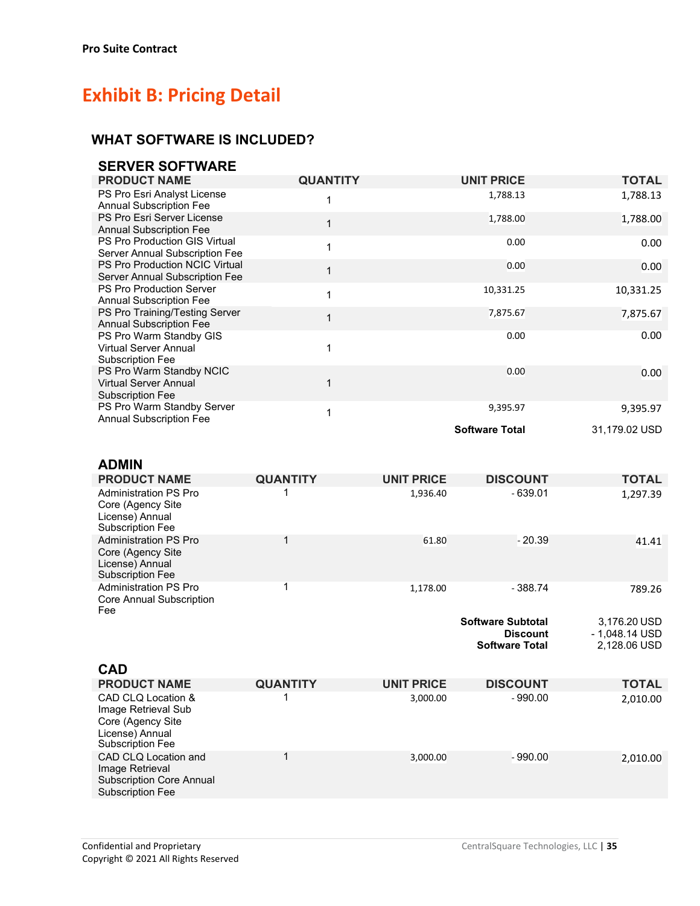Pro Suite Contract

# Exhibit B: Pricing Detail

## WHAT SOFTWARE IS INCLUDED?

### SERVER SOFTWARE

| PRODUCT NAME | QUANTITY | UNIT PRICE | TOTAL |
|---|---|---|---|
| PS Pro Esri Analyst License Annual Subscription Fee | 1 | 1,788.13 | 1,788.13 |
| PS Pro Esri Server License Annual Subscription Fee | 1 | 1,788.00 | 1,788.00 |
| PS Pro Production GIS Virtual Server Annual Subscription Fee | 1 | 0.00 | 0.00 |
| PS Pro Production NCIC Virtual Server Annual Subscription Fee | 1 | 0.00 | 0.00 |
| PS Pro Production Server Annual Subscription Fee | 1 | 10,331.25 | 10,331.25 |
| PS Pro Training/Testing Server Annual Subscription Fee | 1 | 7,875.67 | 7,875.67 |
| PS Pro Warm Standby GIS Virtual Server Annual Subscription Fee | 1 | 0.00 | 0.00 |
| PS Pro Warm Standby NCIC Virtual Server Annual Subscription Fee | 1 | 0.00 | 0.00 |
| PS Pro Warm Standby Server Annual Subscription Fee | 1 | 9,395.97 | 9,395.97 |
| | | **Software Total** | 31,179.02 USD |

### ADMIN

| PRODUCT NAME | QUANTITY | UNIT PRICE | DISCOUNT | TOTAL |
|---|---|---|---|---|
| Administration PS Pro Core (Agency Site License) Annual Subscription Fee | 1 | 1,936.40 | - 639.01 | 1,297.39 |
| Administration PS Pro Core (Agency Site License) Annual Subscription Fee | 1 | 61.80 | - 20.39 | 41.41 |
| Administration PS Pro Core Annual Subscription Fee | 1 | 1,178.00 | - 388.74 | 789.26 |
| | | | **Software Subtotal** | 3,176.20 USD |
| | | | **Discount** | - 1,048.14 USD |
| | | | **Software Total** | 2,128.06 USD |

### CAD

| PRODUCT NAME | QUANTITY | UNIT PRICE | DISCOUNT | TOTAL |
|---|---|---|---|---|
| CAD CLQ Location & Image Retrieval Sub Core (Agency Site License) Annual Subscription Fee | 1 | 3,000.00 | - 990.00 | 2,010.00 |
| CAD CLQ Location and Image Retrieval Subscription Core Annual Subscription Fee | 1 | 3,000.00 | - 990.00 | 2,010.00 |

Confidential and Proprietary
Copyright © 2021 All Rights Reserved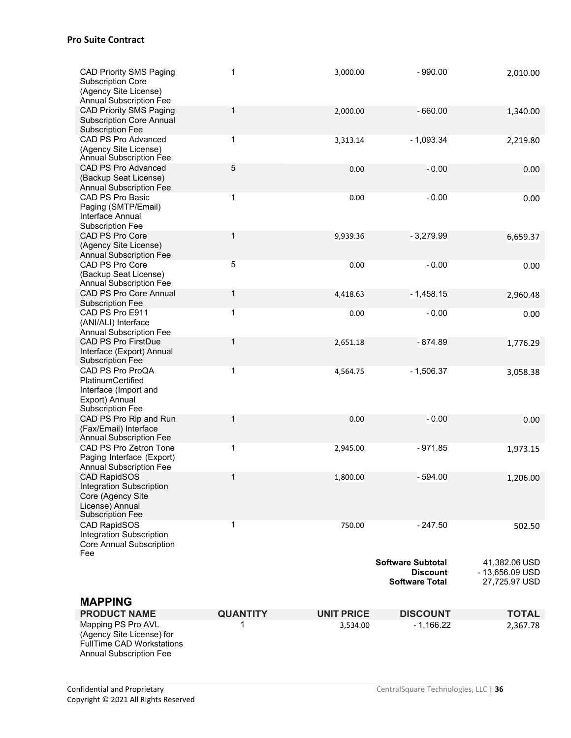| | | | | |
|---|---|---|---|---|
| CAD Priority SMS Paging Subscription Core (Agency Site License) Annual Subscription Fee | 1 | 3,000.00 | - 990.00 | 2,010.00 |
| CAD Priority SMS Paging Subscription Core Annual Subscription Fee | 1 | 2,000.00 | - 660.00 | 1,340.00 |
| CAD PS Pro Advanced (Agency Site License) Annual Subscription Fee | 1 | 3,313.14 | - 1,093.34 | 2,219.80 |
| CAD PS Pro Advanced (Backup Seat License) Annual Subscription Fee | 5 | 0.00 | - 0.00 | 0.00 |
| CAD PS Pro Basic Paging (SMTP/Email) Interface Annual Subscription Fee | 1 | 0.00 | - 0.00 | 0.00 |
| CAD PS Pro Core (Agency Site License) Annual Subscription Fee | 1 | 9,939.36 | - 3,279.99 | 6,659.37 |
| CAD PS Pro Core (Backup Seat License) Annual Subscription Fee | 5 | 0.00 | - 0.00 | 0.00 |
| CAD PS Pro Core Annual Subscription Fee | 1 | 4,418.63 | - 1,458.15 | 2,960.48 |
| CAD PS Pro E911 (ANI/ALI) Interface Annual Subscription Fee | 1 | 0.00 | - 0.00 | 0.00 |
| CAD PS Pro FirstDue Interface (Export) Annual Subscription Fee | 1 | 2,651.18 | - 874.89 | 1,776.29 |
| CAD PS Pro ProQA PlatinumCertified Interface (Import and Export) Annual Subscription Fee | 1 | 4,564.75 | - 1,506.37 | 3,058.38 |
| CAD PS Pro Rip and Run (Fax/Email) Interface Annual Subscription Fee | 1 | 0.00 | - 0.00 | 0.00 |
| CAD PS Pro Zetron Tone Paging Interface (Export) Annual Subscription Fee | 1 | 2,945.00 | - 971.85 | 1,973.15 |
| CAD RapidSOS Integration Subscription Core (Agency Site License) Annual Subscription Fee | 1 | 1,800.00 | - 594.00 | 1,206.00 |
| CAD RapidSOS Integration Subscription Core Annual Subscription Fee | 1 | 750.00 | - 247.50 | 502.50 |
| | | | **Software Subtotal** | 41,382.06 USD |
| | | | **Discount** | - 13,656.09 USD |
| | | | **Software Total** | 27,725.97 USD |

## MAPPING

| PRODUCT NAME | QUANTITY | UNIT PRICE | DISCOUNT | TOTAL |
|---|---|---|---|---|
| Mapping PS Pro AVL (Agency Site License) for FullTime CAD Workstations Annual Subscription Fee | 1 | 3,534.00 | - 1,166.22 | 2,367.78 |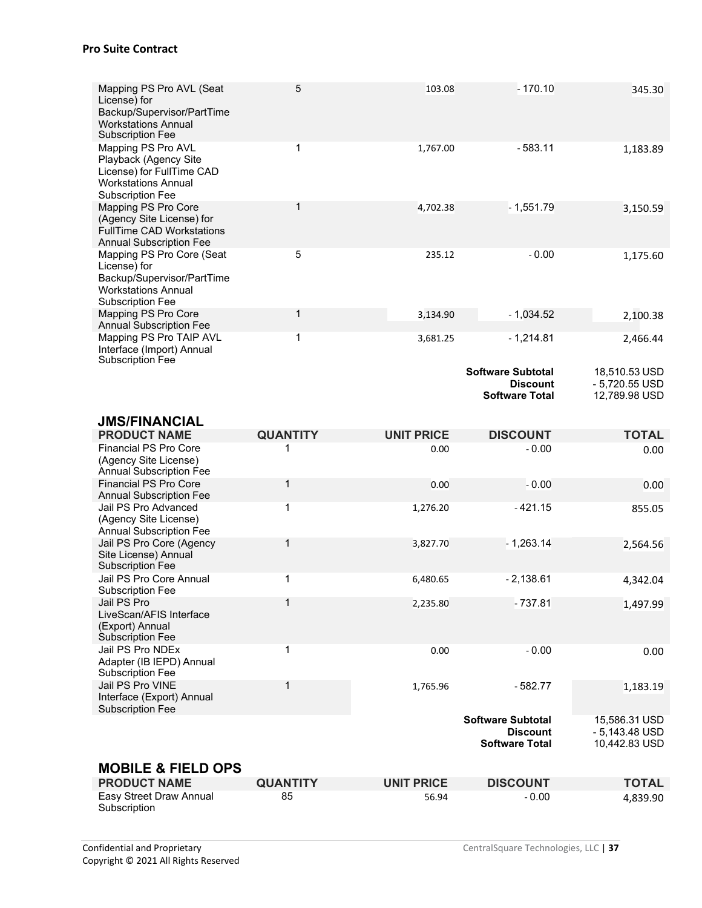| | | | | |
|---|---|---|---|---|
| Mapping PS Pro AVL (Seat License) for Backup/Supervisor/PartTime Workstations Annual Subscription Fee | 5 | 103.08 | - 170.10 | 345.30 |
| Mapping PS Pro AVL Playback (Agency Site License) for FullTime CAD Workstations Annual Subscription Fee | 1 | 1,767.00 | - 583.11 | 1,183.89 |
| Mapping PS Pro Core (Agency Site License) for FullTime CAD Workstations Annual Subscription Fee | 1 | 4,702.38 | - 1,551.79 | 3,150.59 |
| Mapping PS Pro Core (Seat License) for Backup/Supervisor/PartTime Workstations Annual Subscription Fee | 5 | 235.12 | - 0.00 | 1,175.60 |
| Mapping PS Pro Core Annual Subscription Fee | 1 | 3,134.90 | - 1,034.52 | 2,100.38 |
| Mapping PS Pro TAIP AVL Interface (Import) Annual Subscription Fee | 1 | 3,681.25 | - 1,214.81 | 2,466.44 |
| | | | **Software Subtotal** | 18,510.53 USD |
| | | | **Discount** | - 5,720.55 USD |
| | | | **Software Total** | 12,789.98 USD |

## JMS/FINANCIAL

| PRODUCT NAME | QUANTITY | UNIT PRICE | DISCOUNT | TOTAL |
|---|---|---|---|---|
| Financial PS Pro Core (Agency Site License) Annual Subscription Fee | 1 | 0.00 | - 0.00 | 0.00 |
| Financial PS Pro Core Annual Subscription Fee | 1 | 0.00 | - 0.00 | 0.00 |
| Jail PS Pro Advanced (Agency Site License) Annual Subscription Fee | 1 | 1,276.20 | - 421.15 | 855.05 |
| Jail PS Pro Core (Agency Site License) Annual Subscription Fee | 1 | 3,827.70 | - 1,263.14 | 2,564.56 |
| Jail PS Pro Core Annual Subscription Fee | 1 | 6,480.65 | - 2,138.61 | 4,342.04 |
| Jail PS Pro LiveScan/AFIS Interface (Export) Annual Subscription Fee | 1 | 2,235.80 | - 737.81 | 1,497.99 |
| Jail PS Pro NDEx Adapter (IB IEPD) Annual Subscription Fee | 1 | 0.00 | - 0.00 | 0.00 |
| Jail PS Pro VINE Interface (Export) Annual Subscription Fee | 1 | 1,765.96 | - 582.77 | 1,183.19 |
| | | | **Software Subtotal** | 15,586.31 USD |
| | | | **Discount** | - 5,143.48 USD |
| | | | **Software Total** | 10,442.83 USD |

## MOBILE & FIELD OPS

| PRODUCT NAME | QUANTITY | UNIT PRICE | DISCOUNT | TOTAL |
|---|---|---|---|---|
| Easy Street Draw Annual Subscription | 85 | 56.94 | - 0.00 | 4,839.90 |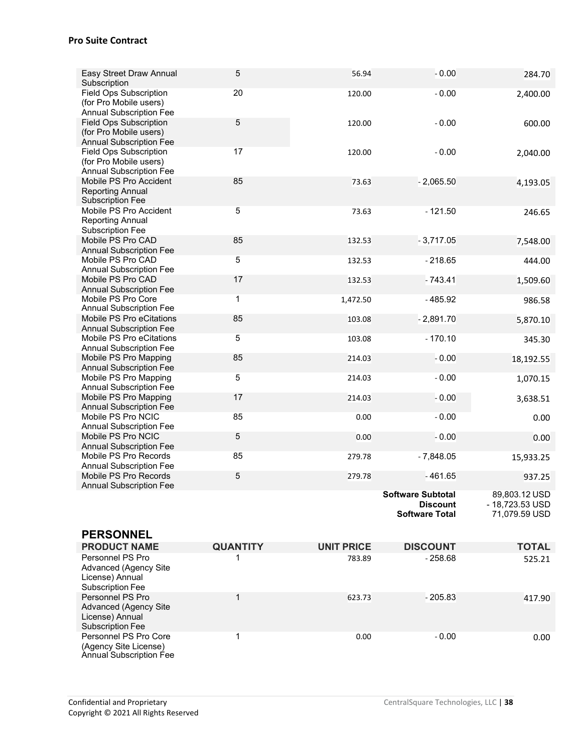| Easy Street Draw Annual Subscription | 5 | 56.94 | - 0.00 | 284.70 |
|---|---|---|---|---|
| Field Ops Subscription (for Pro Mobile users) Annual Subscription Fee | 20 | 120.00 | - 0.00 | 2,400.00 |
| Field Ops Subscription (for Pro Mobile users) Annual Subscription Fee | 5 | 120.00 | - 0.00 | 600.00 |
| Field Ops Subscription (for Pro Mobile users) Annual Subscription Fee | 17 | 120.00 | - 0.00 | 2,040.00 |
| Mobile PS Pro Accident Reporting Annual Subscription Fee | 85 | 73.63 | - 2,065.50 | 4,193.05 |
| Mobile PS Pro Accident Reporting Annual Subscription Fee | 5 | 73.63 | - 121.50 | 246.65 |
| Mobile PS Pro CAD Annual Subscription Fee | 85 | 132.53 | - 3,717.05 | 7,548.00 |
| Mobile PS Pro CAD Annual Subscription Fee | 5 | 132.53 | - 218.65 | 444.00 |
| Mobile PS Pro CAD Annual Subscription Fee | 17 | 132.53 | - 743.41 | 1,509.60 |
| Mobile PS Pro Core Annual Subscription Fee | 1 | 1,472.50 | - 485.92 | 986.58 |
| Mobile PS Pro eCitations Annual Subscription Fee | 85 | 103.08 | - 2,891.70 | 5,870.10 |
| Mobile PS Pro eCitations Annual Subscription Fee | 5 | 103.08 | - 170.10 | 345.30 |
| Mobile PS Pro Mapping Annual Subscription Fee | 85 | 214.03 | - 0.00 | 18,192.55 |
| Mobile PS Pro Mapping Annual Subscription Fee | 5 | 214.03 | - 0.00 | 1,070.15 |
| Mobile PS Pro Mapping Annual Subscription Fee | 17 | 214.03 | - 0.00 | 3,638.51 |
| Mobile PS Pro NCIC Annual Subscription Fee | 85 | 0.00 | - 0.00 | 0.00 |
| Mobile PS Pro NCIC Annual Subscription Fee | 5 | 0.00 | - 0.00 | 0.00 |
| Mobile PS Pro Records Annual Subscription Fee | 85 | 279.78 | - 7,848.05 | 15,933.25 |
| Mobile PS Pro Records Annual Subscription Fee | 5 | 279.78 | - 461.65 | 937.25 |
| | | | **Software Subtotal** | 89,803.12 USD |
| | | | **Discount** | - 18,723.53 USD |
| | | | **Software Total** | 71,079.59 USD |

## PERSONNEL

| PRODUCT NAME | QUANTITY | UNIT PRICE | DISCOUNT | TOTAL |
|---|---|---|---|---|
| Personnel PS Pro Advanced (Agency Site License) Annual Subscription Fee | 1 | 783.89 | - 258.68 | 525.21 |
| Personnel PS Pro Advanced (Agency Site License) Annual Subscription Fee | 1 | 623.73 | - 205.83 | 417.90 |
| Personnel PS Pro Core (Agency Site License) Annual Subscription Fee | 1 | 0.00 | - 0.00 | 0.00 |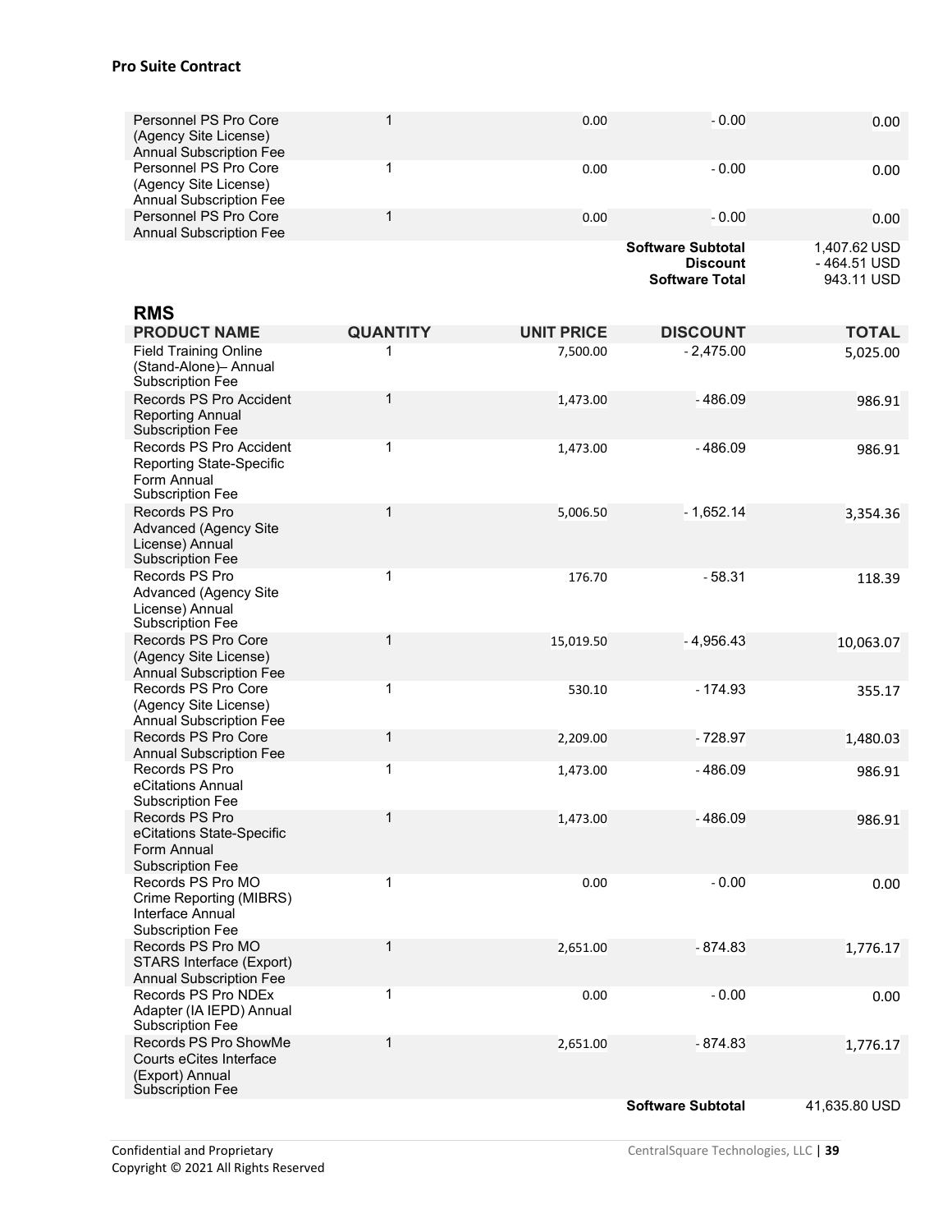**Pro Suite Contract**

| | | | | |
|---|---|---|---|---|
| Personnel PS Pro Core (Agency Site License) Annual Subscription Fee | 1 | 0.00 | - 0.00 | 0.00 |
| Personnel PS Pro Core (Agency Site License) Annual Subscription Fee | 1 | 0.00 | - 0.00 | 0.00 |
| Personnel PS Pro Core Annual Subscription Fee | 1 | 0.00 | - 0.00 | 0.00 |
| | | | **Software Subtotal** | 1,407.62 USD |
| | | | **Discount** | - 464.51 USD |
| | | | **Software Total** | 943.11 USD |

## RMS

| PRODUCT NAME | QUANTITY | UNIT PRICE | DISCOUNT | TOTAL |
|---|---|---|---|---|
| Field Training Online (Stand-Alone)– Annual Subscription Fee | 1 | 7,500.00 | - 2,475.00 | 5,025.00 |
| Records PS Pro Accident Reporting Annual Subscription Fee | 1 | 1,473.00 | - 486.09 | 986.91 |
| Records PS Pro Accident Reporting State-Specific Form Annual Subscription Fee | 1 | 1,473.00 | - 486.09 | 986.91 |
| Records PS Pro Advanced (Agency Site License) Annual Subscription Fee | 1 | 5,006.50 | - 1,652.14 | 3,354.36 |
| Records PS Pro Advanced (Agency Site License) Annual Subscription Fee | 1 | 176.70 | - 58.31 | 118.39 |
| Records PS Pro Core (Agency Site License) Annual Subscription Fee | 1 | 15,019.50 | - 4,956.43 | 10,063.07 |
| Records PS Pro Core (Agency Site License) Annual Subscription Fee | 1 | 530.10 | - 174.93 | 355.17 |
| Records PS Pro Core Annual Subscription Fee | 1 | 2,209.00 | - 728.97 | 1,480.03 |
| Records PS Pro eCitations Annual Subscription Fee | 1 | 1,473.00 | - 486.09 | 986.91 |
| Records PS Pro eCitations State-Specific Form Annual Subscription Fee | 1 | 1,473.00 | - 486.09 | 986.91 |
| Records PS Pro MO Crime Reporting (MIBRS) Interface Annual Subscription Fee | 1 | 0.00 | - 0.00 | 0.00 |
| Records PS Pro MO STARS Interface (Export) Annual Subscription Fee | 1 | 2,651.00 | - 874.83 | 1,776.17 |
| Records PS Pro NDEx Adapter (IA IEPD) Annual Subscription Fee | 1 | 0.00 | - 0.00 | 0.00 |
| Records PS Pro ShowMe Courts eCites Interface (Export) Annual Subscription Fee | 1 | 2,651.00 | - 874.83 | 1,776.17 |
| | | | **Software Subtotal** | 41,635.80 USD |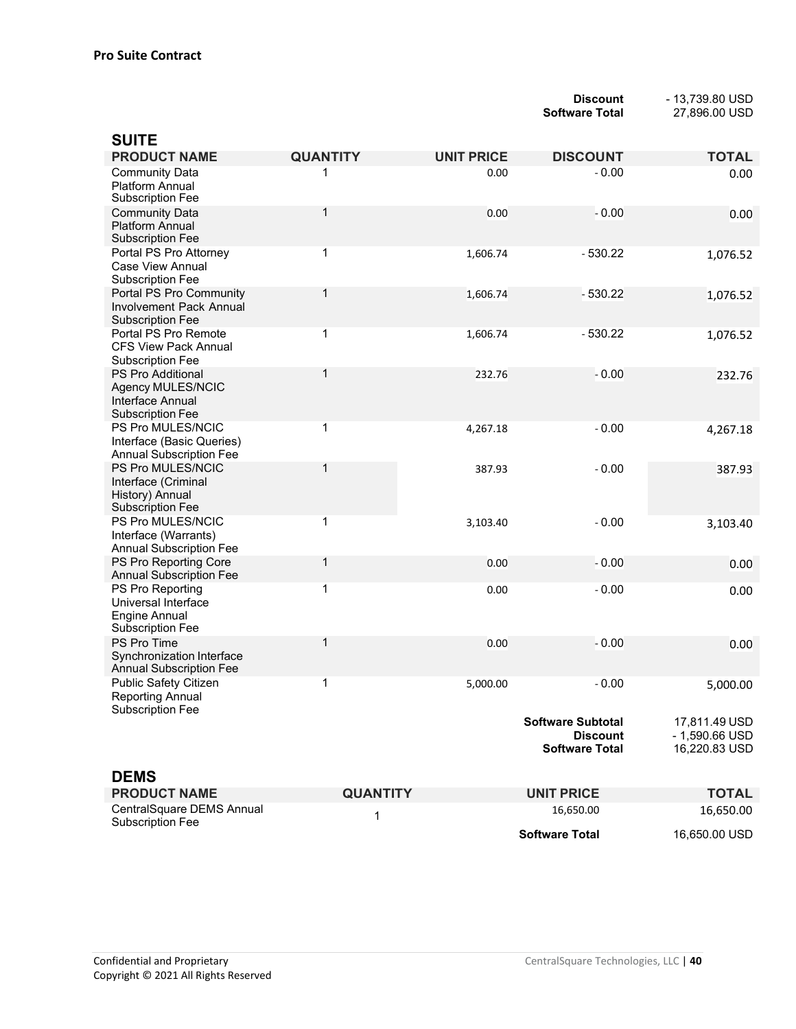**Pro Suite Contract**

| | |
|---|---|
| **Discount** | - 13,739.80 USD |
| **Software Total** | 27,896.00 USD |

## SUITE

| PRODUCT NAME | QUANTITY | UNIT PRICE | DISCOUNT | TOTAL |
|---|---|---|---|---|
| Community Data Platform Annual Subscription Fee | 1 | 0.00 | - 0.00 | 0.00 |
| Community Data Platform Annual Subscription Fee | 1 | 0.00 | - 0.00 | 0.00 |
| Portal PS Pro Attorney Case View Annual Subscription Fee | 1 | 1,606.74 | - 530.22 | 1,076.52 |
| Portal PS Pro Community Involvement Pack Annual Subscription Fee | 1 | 1,606.74 | - 530.22 | 1,076.52 |
| Portal PS Pro Remote CFS View Pack Annual Subscription Fee | 1 | 1,606.74 | - 530.22 | 1,076.52 |
| PS Pro Additional Agency MULES/NCIC Interface Annual Subscription Fee | 1 | 232.76 | - 0.00 | 232.76 |
| PS Pro MULES/NCIC Interface (Basic Queries) Annual Subscription Fee | 1 | 4,267.18 | - 0.00 | 4,267.18 |
| PS Pro MULES/NCIC Interface (Criminal History) Annual Subscription Fee | 1 | 387.93 | - 0.00 | 387.93 |
| PS Pro MULES/NCIC Interface (Warrants) Annual Subscription Fee | 1 | 3,103.40 | - 0.00 | 3,103.40 |
| PS Pro Reporting Core Annual Subscription Fee | 1 | 0.00 | - 0.00 | 0.00 |
| PS Pro Reporting Universal Interface Engine Annual Subscription Fee | 1 | 0.00 | - 0.00 | 0.00 |
| PS Pro Time Synchronization Interface Annual Subscription Fee | 1 | 0.00 | - 0.00 | 0.00 |
| Public Safety Citizen Reporting Annual Subscription Fee | 1 | 5,000.00 | - 0.00 | 5,000.00 |
| | | | **Software Subtotal** | 17,811.49 USD |
| | | | **Discount** | - 1,590.66 USD |
| | | | **Software Total** | 16,220.83 USD |

## DEMS

| PRODUCT NAME | QUANTITY | UNIT PRICE | TOTAL |
|---|---|---|---|
| CentralSquare DEMS Annual Subscription Fee | 1 | 16,650.00 | 16,650.00 |
| | | **Software Total** | 16,650.00 USD |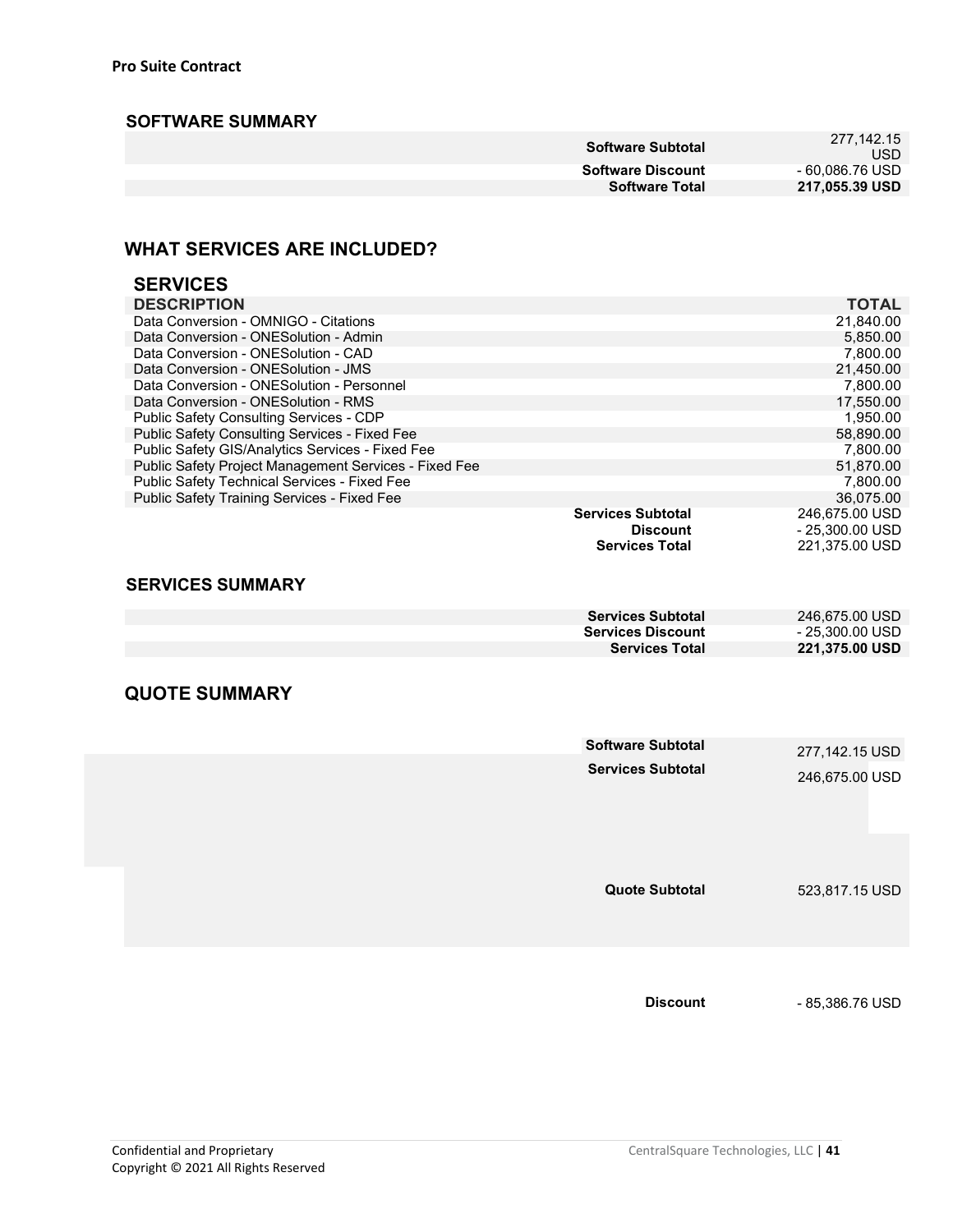**Pro Suite Contract**

### SOFTWARE SUMMARY

| | |
|---|---|
| **Software Subtotal** | 277,142.15 USD |
| **Software Discount** | - 60,086.76 USD |
| **Software Total** | **217,055.39 USD** |

## WHAT SERVICES ARE INCLUDED?

### SERVICES

| DESCRIPTION | | TOTAL |
|---|---|---|
| Data Conversion - OMNIGO - Citations | | 21,840.00 |
| Data Conversion - ONESolution - Admin | | 5,850.00 |
| Data Conversion - ONESolution - CAD | | 7,800.00 |
| Data Conversion - ONESolution - JMS | | 21,450.00 |
| Data Conversion - ONESolution - Personnel | | 7,800.00 |
| Data Conversion - ONESolution - RMS | | 17,550.00 |
| Public Safety Consulting Services - CDP | | 1,950.00 |
| Public Safety Consulting Services - Fixed Fee | | 58,890.00 |
| Public Safety GIS/Analytics Services - Fixed Fee | | 7,800.00 |
| Public Safety Project Management Services - Fixed Fee | | 51,870.00 |
| Public Safety Technical Services - Fixed Fee | | 7,800.00 |
| Public Safety Training Services - Fixed Fee | | 36,075.00 |
| | **Services Subtotal** | 246,675.00 USD |
| | **Discount** | - 25,300.00 USD |
| | **Services Total** | 221,375.00 USD |

### SERVICES SUMMARY

| | |
|---|---|
| **Services Subtotal** | 246,675.00 USD |
| **Services Discount** | - 25,300.00 USD |
| **Services Total** | **221,375.00 USD** |

## QUOTE SUMMARY

| | |
|---|---|
| **Software Subtotal** | 277,142.15 USD |
| **Services Subtotal** | 246,675.00 USD |
| **Quote Subtotal** | 523,817.15 USD |
| **Discount** | - 85,386.76 USD |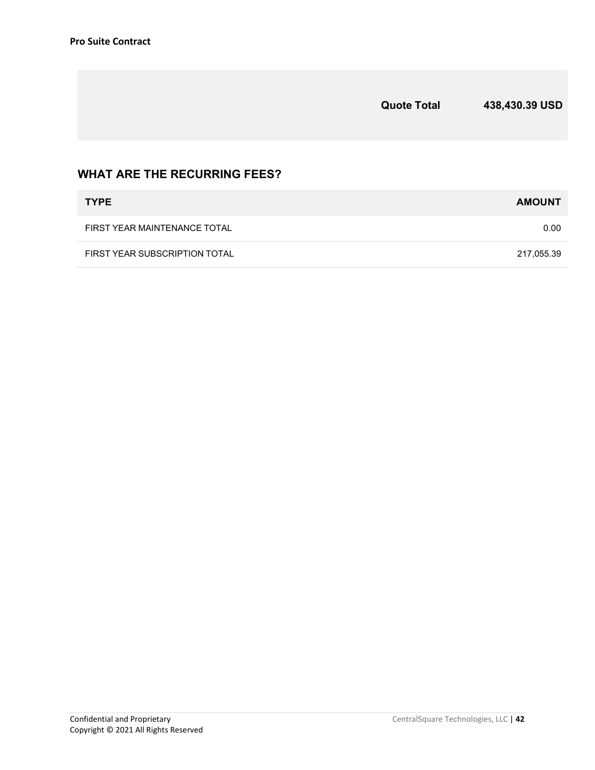| | Quote Total | 438,430.39 USD |
|---|---|---|

## WHAT ARE THE RECURRING FEES?

| TYPE | AMOUNT |
|---|---|
| FIRST YEAR MAINTENANCE TOTAL | 0.00 |
| FIRST YEAR SUBSCRIPTION TOTAL | 217,055.39 |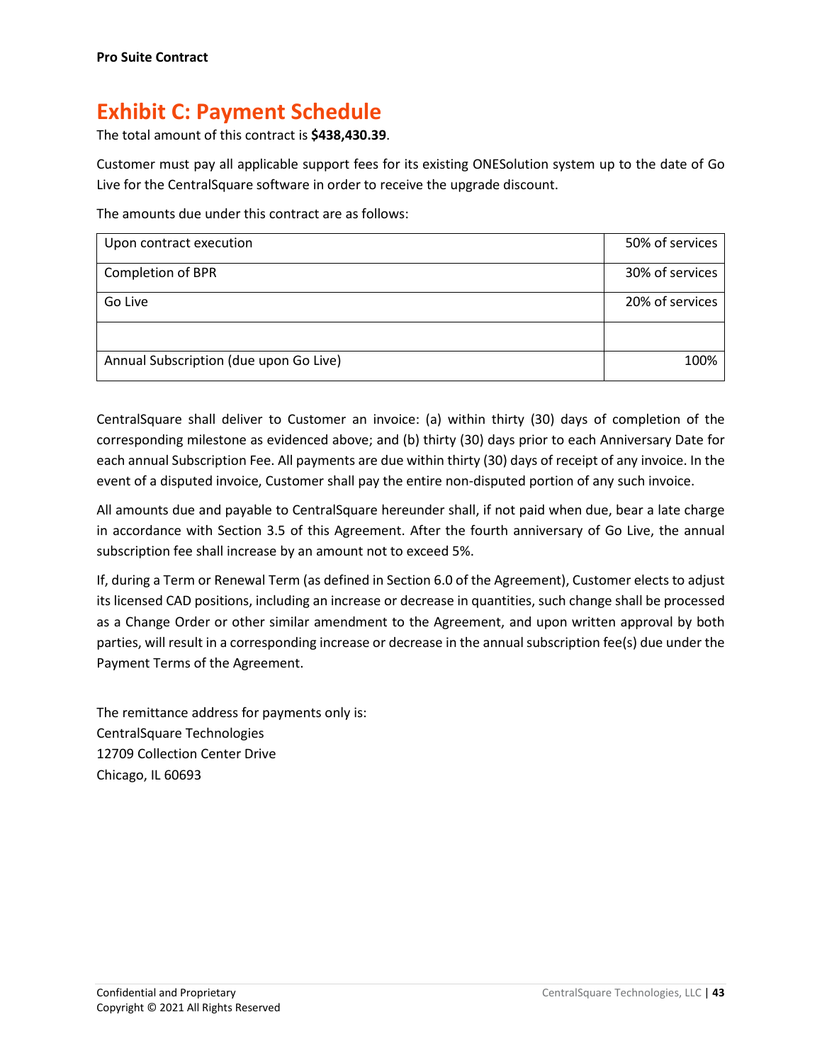**Pro Suite Contract**

# Exhibit C: Payment Schedule

The total amount of this contract is **$438,430.39**.

Customer must pay all applicable support fees for its existing ONESolution system up to the date of Go Live for the CentralSquare software in order to receive the upgrade discount.

The amounts due under this contract are as follows:

| | |
|---|---|
| Upon contract execution | 50% of services |
| Completion of BPR | 30% of services |
| Go Live | 20% of services |
| | |
| Annual Subscription (due upon Go Live) | 100% |

CentralSquare shall deliver to Customer an invoice: (a) within thirty (30) days of completion of the corresponding milestone as evidenced above; and (b) thirty (30) days prior to each Anniversary Date for each annual Subscription Fee. All payments are due within thirty (30) days of receipt of any invoice. In the event of a disputed invoice, Customer shall pay the entire non-disputed portion of any such invoice.

All amounts due and payable to CentralSquare hereunder shall, if not paid when due, bear a late charge in accordance with Section 3.5 of this Agreement. After the fourth anniversary of Go Live, the annual subscription fee shall increase by an amount not to exceed 5%.

If, during a Term or Renewal Term (as defined in Section 6.0 of the Agreement), Customer elects to adjust its licensed CAD positions, including an increase or decrease in quantities, such change shall be processed as a Change Order or other similar amendment to the Agreement, and upon written approval by both parties, will result in a corresponding increase or decrease in the annual subscription fee(s) due under the Payment Terms of the Agreement.

The remittance address for payments only is:
CentralSquare Technologies
12709 Collection Center Drive
Chicago, IL 60693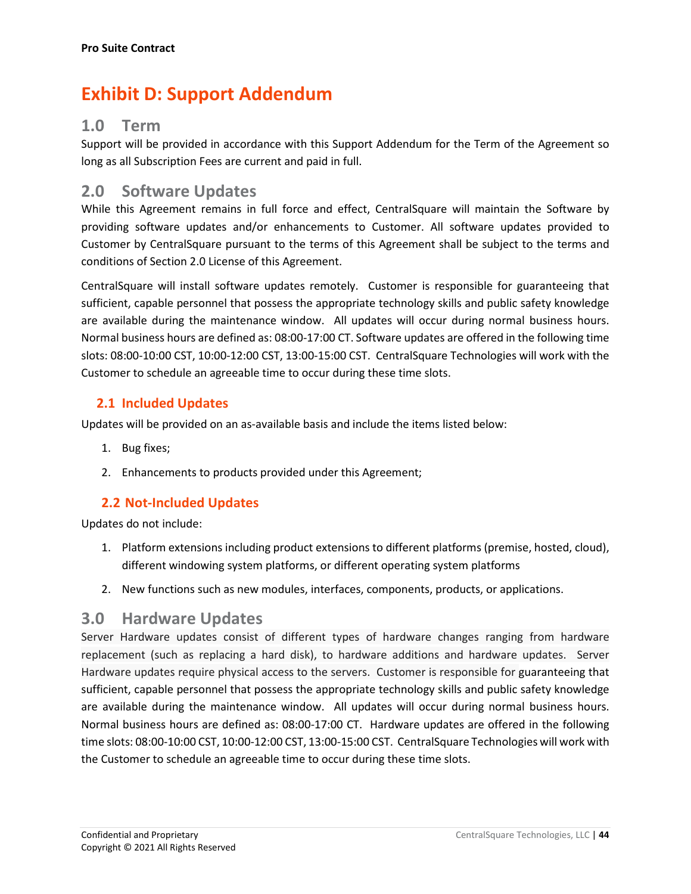# Exhibit D: Support Addendum

## 1.0 Term

Support will be provided in accordance with this Support Addendum for the Term of the Agreement so long as all Subscription Fees are current and paid in full.

## 2.0 Software Updates

While this Agreement remains in full force and effect, CentralSquare will maintain the Software by providing software updates and/or enhancements to Customer. All software updates provided to Customer by CentralSquare pursuant to the terms of this Agreement shall be subject to the terms and conditions of Section 2.0 License of this Agreement.

CentralSquare will install software updates remotely. Customer is responsible for guaranteeing that sufficient, capable personnel that possess the appropriate technology skills and public safety knowledge are available during the maintenance window. All updates will occur during normal business hours. Normal business hours are defined as: 08:00-17:00 CT. Software updates are offered in the following time slots: 08:00-10:00 CST, 10:00-12:00 CST, 13:00-15:00 CST. CentralSquare Technologies will work with the Customer to schedule an agreeable time to occur during these time slots.

### 2.1 Included Updates

Updates will be provided on an as-available basis and include the items listed below:

1. Bug fixes;
2. Enhancements to products provided under this Agreement;

### 2.2 Not-Included Updates

Updates do not include:

1. Platform extensions including product extensions to different platforms (premise, hosted, cloud), different windowing system platforms, or different operating system platforms
2. New functions such as new modules, interfaces, components, products, or applications.

## 3.0 Hardware Updates

Server Hardware updates consist of different types of hardware changes ranging from hardware replacement (such as replacing a hard disk), to hardware additions and hardware updates. Server Hardware updates require physical access to the servers. Customer is responsible for guaranteeing that sufficient, capable personnel that possess the appropriate technology skills and public safety knowledge are available during the maintenance window. All updates will occur during normal business hours. Normal business hours are defined as: 08:00-17:00 CT. Hardware updates are offered in the following time slots: 08:00-10:00 CST, 10:00-12:00 CST, 13:00-15:00 CST. CentralSquare Technologies will work with the Customer to schedule an agreeable time to occur during these time slots.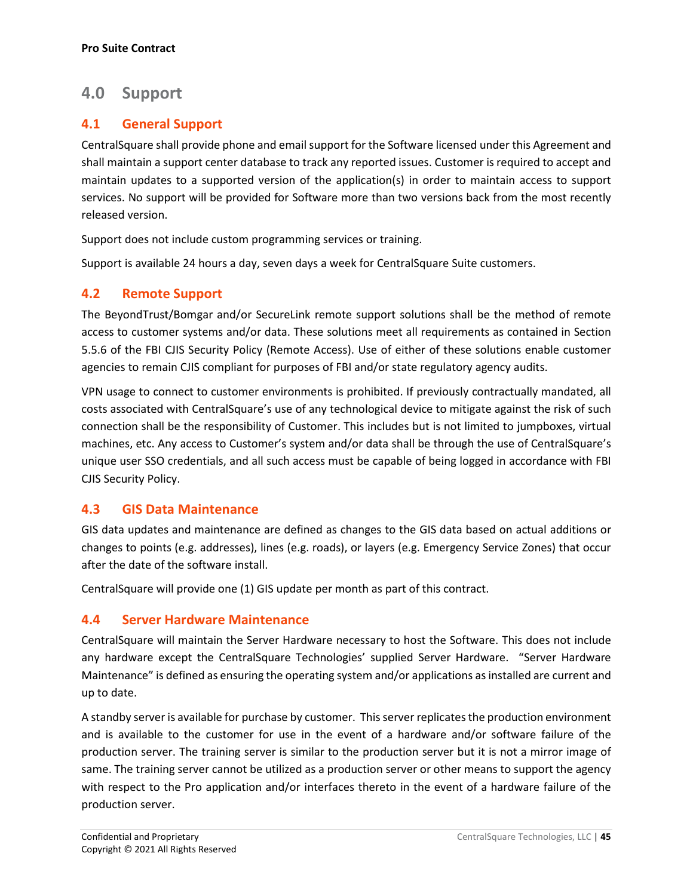## 4.0 Support

### 4.1 General Support

CentralSquare shall provide phone and email support for the Software licensed under this Agreement and shall maintain a support center database to track any reported issues. Customer is required to accept and maintain updates to a supported version of the application(s) in order to maintain access to support services. No support will be provided for Software more than two versions back from the most recently released version.

Support does not include custom programming services or training.

Support is available 24 hours a day, seven days a week for CentralSquare Suite customers.

### 4.2 Remote Support

The BeyondTrust/Bomgar and/or SecureLink remote support solutions shall be the method of remote access to customer systems and/or data. These solutions meet all requirements as contained in Section 5.5.6 of the FBI CJIS Security Policy (Remote Access). Use of either of these solutions enable customer agencies to remain CJIS compliant for purposes of FBI and/or state regulatory agency audits.

VPN usage to connect to customer environments is prohibited. If previously contractually mandated, all costs associated with CentralSquare's use of any technological device to mitigate against the risk of such connection shall be the responsibility of Customer. This includes but is not limited to jumpboxes, virtual machines, etc. Any access to Customer's system and/or data shall be through the use of CentralSquare's unique user SSO credentials, and all such access must be capable of being logged in accordance with FBI CJIS Security Policy.

### 4.3 GIS Data Maintenance

GIS data updates and maintenance are defined as changes to the GIS data based on actual additions or changes to points (e.g. addresses), lines (e.g. roads), or layers (e.g. Emergency Service Zones) that occur after the date of the software install.

CentralSquare will provide one (1) GIS update per month as part of this contract.

### 4.4 Server Hardware Maintenance

CentralSquare will maintain the Server Hardware necessary to host the Software. This does not include any hardware except the CentralSquare Technologies' supplied Server Hardware. "Server Hardware Maintenance" is defined as ensuring the operating system and/or applications as installed are current and up to date.

A standby server is available for purchase by customer. This server replicates the production environment and is available to the customer for use in the event of a hardware and/or software failure of the production server. The training server is similar to the production server but it is not a mirror image of same. The training server cannot be utilized as a production server or other means to support the agency with respect to the Pro application and/or interfaces thereto in the event of a hardware failure of the production server.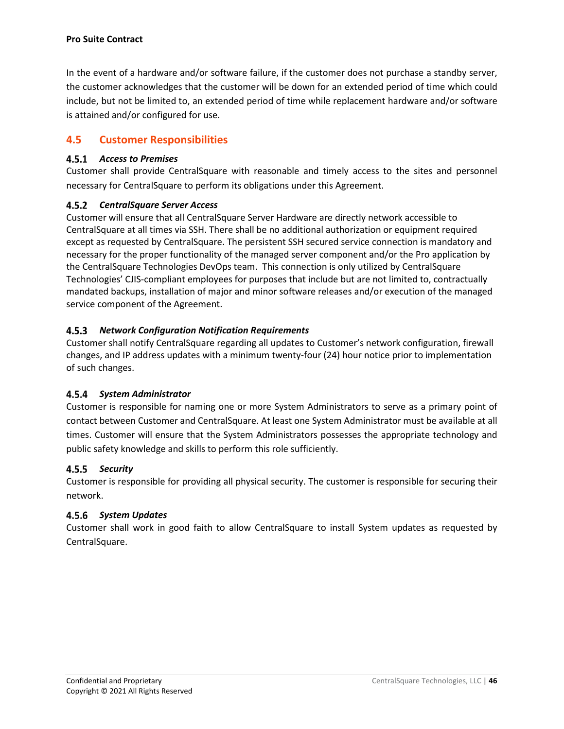In the event of a hardware and/or software failure, if the customer does not purchase a standby server, the customer acknowledges that the customer will be down for an extended period of time which could include, but not be limited to, an extended period of time while replacement hardware and/or software is attained and/or configured for use.

## 4.5 Customer Responsibilities

### 4.5.1 *Access to Premises*

Customer shall provide CentralSquare with reasonable and timely access to the sites and personnel necessary for CentralSquare to perform its obligations under this Agreement.

### 4.5.2 *CentralSquare Server Access*

Customer will ensure that all CentralSquare Server Hardware are directly network accessible to CentralSquare at all times via SSH. There shall be no additional authorization or equipment required except as requested by CentralSquare. The persistent SSH secured service connection is mandatory and necessary for the proper functionality of the managed server component and/or the Pro application by the CentralSquare Technologies DevOps team. This connection is only utilized by CentralSquare Technologies' CJIS-compliant employees for purposes that include but are not limited to, contractually mandated backups, installation of major and minor software releases and/or execution of the managed service component of the Agreement.

### 4.5.3 *Network Configuration Notification Requirements*

Customer shall notify CentralSquare regarding all updates to Customer's network configuration, firewall changes, and IP address updates with a minimum twenty-four (24) hour notice prior to implementation of such changes.

### 4.5.4 *System Administrator*

Customer is responsible for naming one or more System Administrators to serve as a primary point of contact between Customer and CentralSquare. At least one System Administrator must be available at all times. Customer will ensure that the System Administrators possesses the appropriate technology and public safety knowledge and skills to perform this role sufficiently.

### 4.5.5 *Security*

Customer is responsible for providing all physical security. The customer is responsible for securing their network.

### 4.5.6 *System Updates*

Customer shall work in good faith to allow CentralSquare to install System updates as requested by CentralSquare.